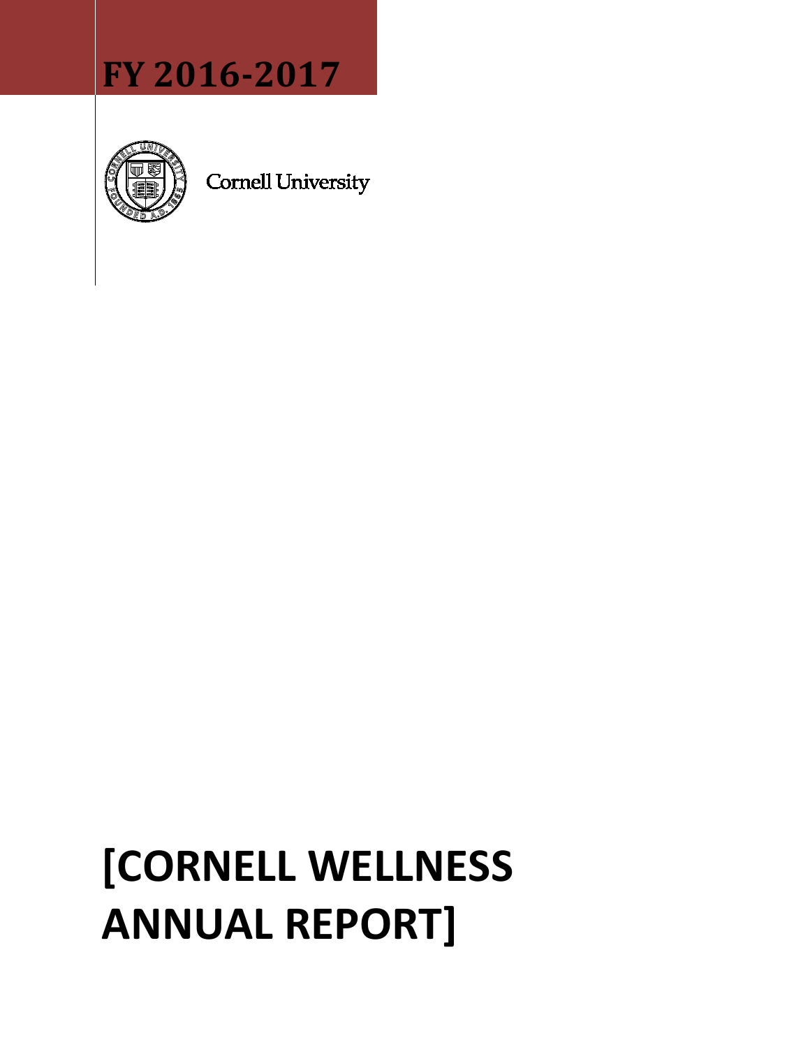# FY 2016-2017

Cornell University

# [CORNELL WELLNESS ANNUAL REPORT]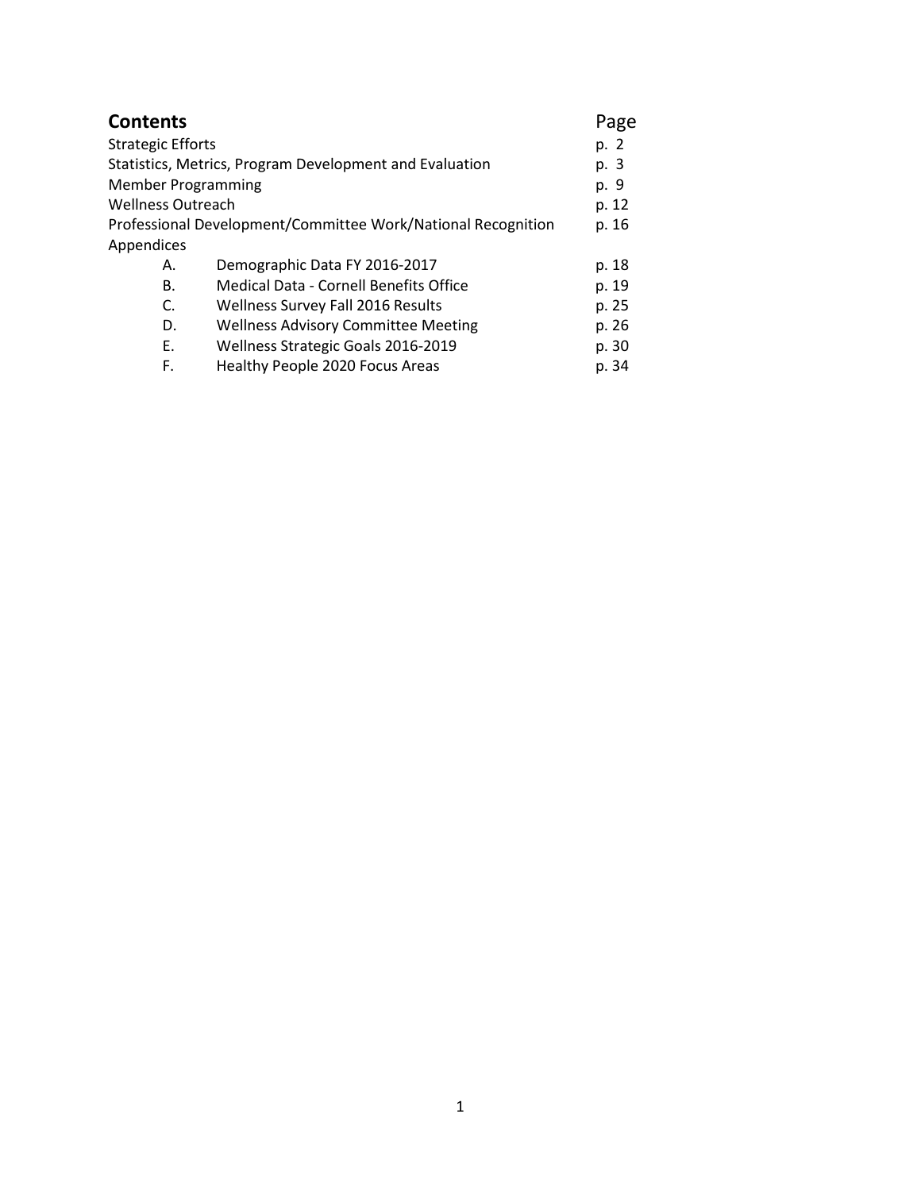## Contents

| Contents | | Page |
|---|---|---|
| Strategic Efforts | | p. 2 |
| Statistics, Metrics, Program Development and Evaluation | | p. 3 |
| Member Programming | | p. 9 |
| Wellness Outreach | | p. 12 |
| Professional Development/Committee Work/National Recognition | | p. 16 |
| Appendices | | |
| A. | Demographic Data FY 2016-2017 | p. 18 |
| B. | Medical Data - Cornell Benefits Office | p. 19 |
| C. | Wellness Survey Fall 2016 Results | p. 25 |
| D. | Wellness Advisory Committee Meeting | p. 26 |
| E. | Wellness Strategic Goals 2016-2019 | p. 30 |
| F. | Healthy People 2020 Focus Areas | p. 34 |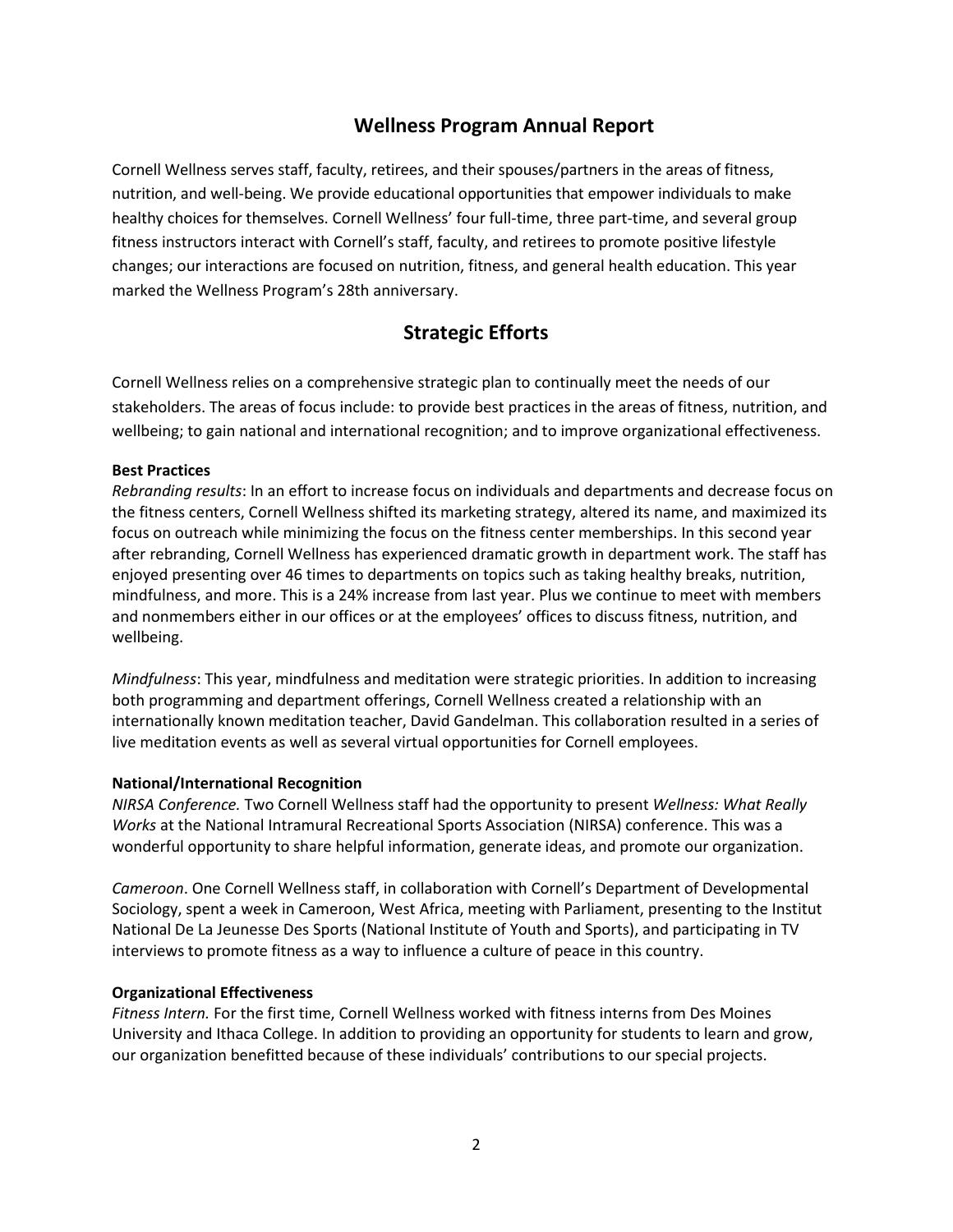## Wellness Program Annual Report

Cornell Wellness serves staff, faculty, retirees, and their spouses/partners in the areas of fitness, nutrition, and well-being. We provide educational opportunities that empower individuals to make healthy choices for themselves. Cornell Wellness' four full-time, three part-time, and several group fitness instructors interact with Cornell's staff, faculty, and retirees to promote positive lifestyle changes; our interactions are focused on nutrition, fitness, and general health education. This year marked the Wellness Program's 28th anniversary.

## Strategic Efforts

Cornell Wellness relies on a comprehensive strategic plan to continually meet the needs of our stakeholders. The areas of focus include: to provide best practices in the areas of fitness, nutrition, and wellbeing; to gain national and international recognition; and to improve organizational effectiveness.

**Best Practices**

*Rebranding results*: In an effort to increase focus on individuals and departments and decrease focus on the fitness centers, Cornell Wellness shifted its marketing strategy, altered its name, and maximized its focus on outreach while minimizing the focus on the fitness center memberships. In this second year after rebranding, Cornell Wellness has experienced dramatic growth in department work. The staff has enjoyed presenting over 46 times to departments on topics such as taking healthy breaks, nutrition, mindfulness, and more. This is a 24% increase from last year. Plus we continue to meet with members and nonmembers either in our offices or at the employees' offices to discuss fitness, nutrition, and wellbeing.

*Mindfulness*: This year, mindfulness and meditation were strategic priorities. In addition to increasing both programming and department offerings, Cornell Wellness created a relationship with an internationally known meditation teacher, David Gandelman. This collaboration resulted in a series of live meditation events as well as several virtual opportunities for Cornell employees.

**National/International Recognition**

*NIRSA Conference.* Two Cornell Wellness staff had the opportunity to present *Wellness: What Really Works* at the National Intramural Recreational Sports Association (NIRSA) conference. This was a wonderful opportunity to share helpful information, generate ideas, and promote our organization.

*Cameroon*. One Cornell Wellness staff, in collaboration with Cornell's Department of Developmental Sociology, spent a week in Cameroon, West Africa, meeting with Parliament, presenting to the Institut National De La Jeunesse Des Sports (National Institute of Youth and Sports), and participating in TV interviews to promote fitness as a way to influence a culture of peace in this country.

**Organizational Effectiveness**

*Fitness Intern.* For the first time, Cornell Wellness worked with fitness interns from Des Moines University and Ithaca College. In addition to providing an opportunity for students to learn and grow, our organization benefitted because of these individuals' contributions to our special projects.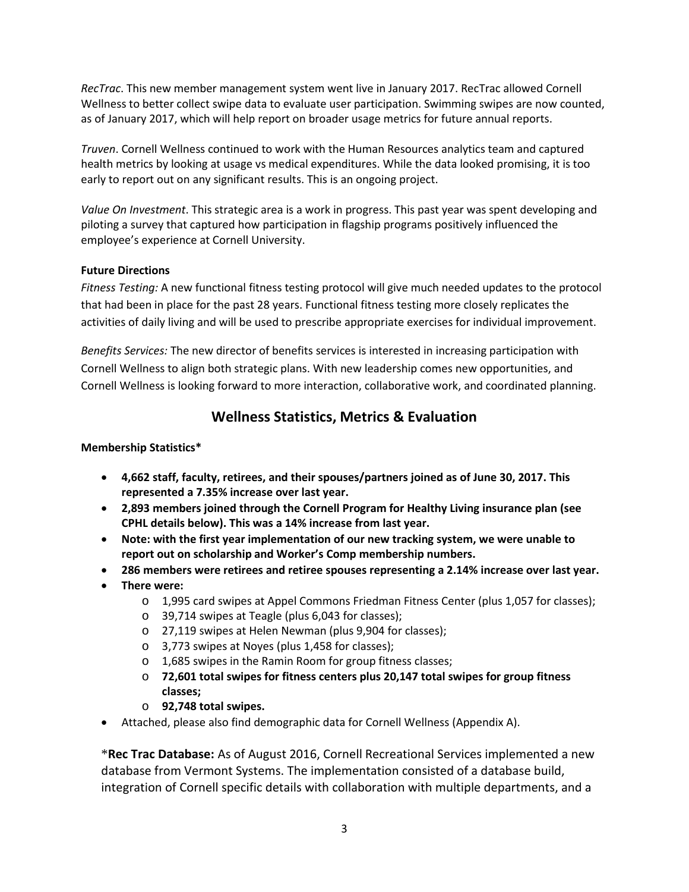*RecTrac*. This new member management system went live in January 2017. RecTrac allowed Cornell Wellness to better collect swipe data to evaluate user participation. Swimming swipes are now counted, as of January 2017, which will help report on broader usage metrics for future annual reports.

*Truven*. Cornell Wellness continued to work with the Human Resources analytics team and captured health metrics by looking at usage vs medical expenditures. While the data looked promising, it is too early to report out on any significant results. This is an ongoing project.

*Value On Investment*. This strategic area is a work in progress. This past year was spent developing and piloting a survey that captured how participation in flagship programs positively influenced the employee's experience at Cornell University.

**Future Directions**

*Fitness Testing:* A new functional fitness testing protocol will give much needed updates to the protocol that had been in place for the past 28 years. Functional fitness testing more closely replicates the activities of daily living and will be used to prescribe appropriate exercises for individual improvement.

*Benefits Services:* The new director of benefits services is interested in increasing participation with Cornell Wellness to align both strategic plans. With new leadership comes new opportunities, and Cornell Wellness is looking forward to more interaction, collaborative work, and coordinated planning.

## Wellness Statistics, Metrics & Evaluation

**Membership Statistics***

- **4,662 staff, faculty, retirees, and their spouses/partners joined as of June 30, 2017. This represented a 7.35% increase over last year.**
- **2,893 members joined through the Cornell Program for Healthy Living insurance plan (see CPHL details below). This was a 14% increase from last year.**
- **Note: with the first year implementation of our new tracking system, we were unable to report out on scholarship and Worker's Comp membership numbers.**
- **286 members were retirees and retiree spouses representing a 2.14% increase over last year.**
- **There were:**
  - 1,995 card swipes at Appel Commons Friedman Fitness Center (plus 1,057 for classes);
  - 39,714 swipes at Teagle (plus 6,043 for classes);
  - 27,119 swipes at Helen Newman (plus 9,904 for classes);
  - 3,773 swipes at Noyes (plus 1,458 for classes);
  - 1,685 swipes in the Ramin Room for group fitness classes;
  - **72,601 total swipes for fitness centers plus 20,147 total swipes for group fitness classes;**
  - **92,748 total swipes.**
- Attached, please also find demographic data for Cornell Wellness (Appendix A).

***Rec Trac Database:** As of August 2016, Cornell Recreational Services implemented a new database from Vermont Systems. The implementation consisted of a database build, integration of Cornell specific details with collaboration with multiple departments, and a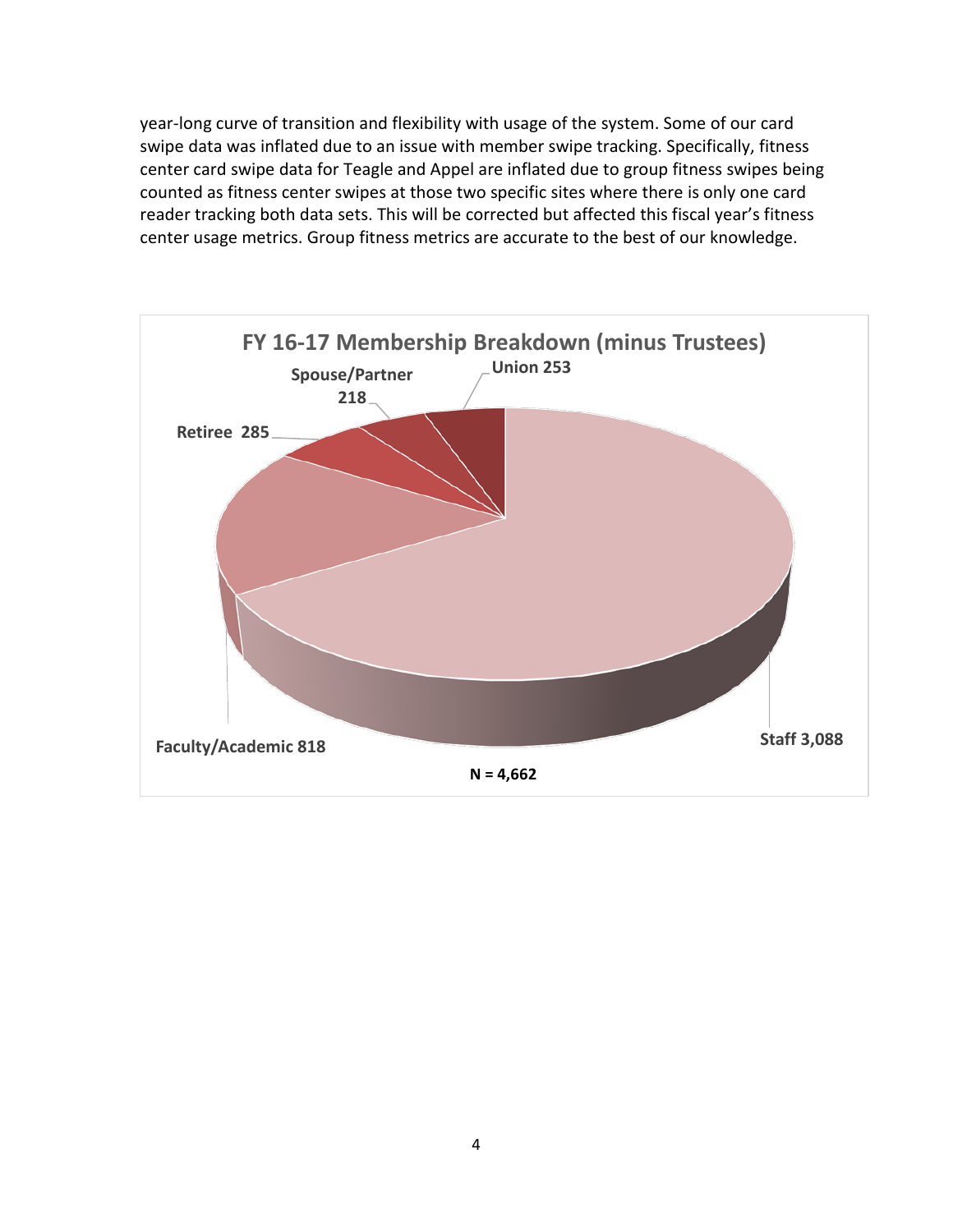year-long curve of transition and flexibility with usage of the system. Some of our card swipe data was inflated due to an issue with member swipe tracking. Specifically, fitness center card swipe data for Teagle and Appel are inflated due to group fitness swipes being counted as fitness center swipes at those two specific sites where there is only one card reader tracking both data sets. This will be corrected but affected this fiscal year's fitness center usage metrics. Group fitness metrics are accurate to the best of our knowledge.

**FY 16-17 Membership Breakdown (minus Trustees)**

| Category | Members |
| --- | --- |
| Staff | 3,088 |
| Faculty/Academic | 818 |
| Retiree | 285 |
| Union | 253 |
| Spouse/Partner | 218 |

**N = 4,662**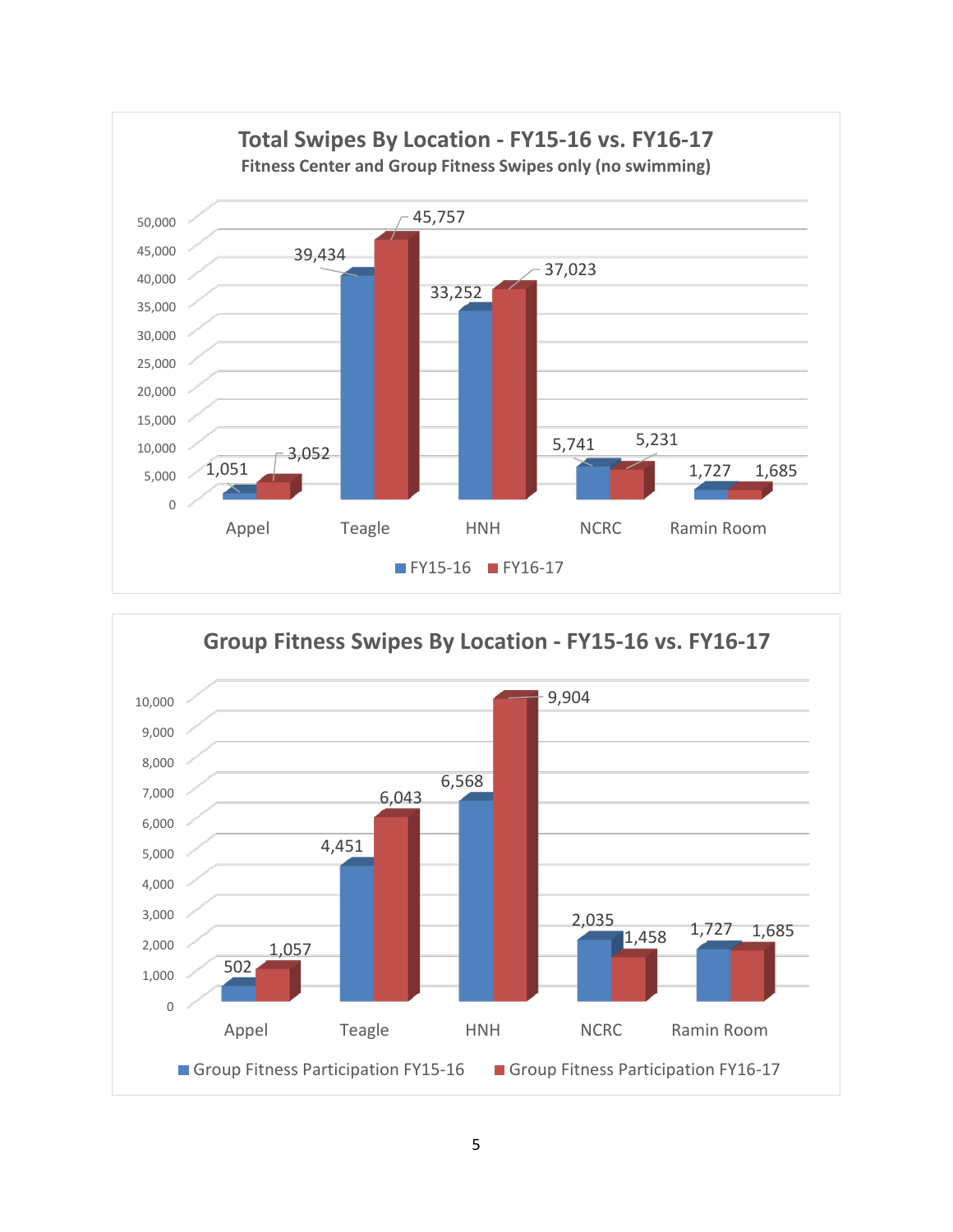## Total Swipes By Location - FY15-16 vs. FY16-17

**Fitness Center and Group Fitness Swipes only (no swimming)**

| Location | FY15-16 | FY16-17 |
|---|---|---|
| Appel | 1,051 | 3,052 |
| Teagle | 39,434 | 45,757 |
| HNH | 33,252 | 37,023 |
| NCRC | 5,741 | 5,231 |
| Ramin Room | 1,727 | 1,685 |

## Group Fitness Swipes By Location - FY15-16 vs. FY16-17

| Location | Group Fitness Participation FY15-16 | Group Fitness Participation FY16-17 |
|---|---|---|
| Appel | 502 | 1,057 |
| Teagle | 4,451 | 6,043 |
| HNH | 6,568 | 9,904 |
| NCRC | 2,035 | 1,458 |
| Ramin Room | 1,727 | 1,685 |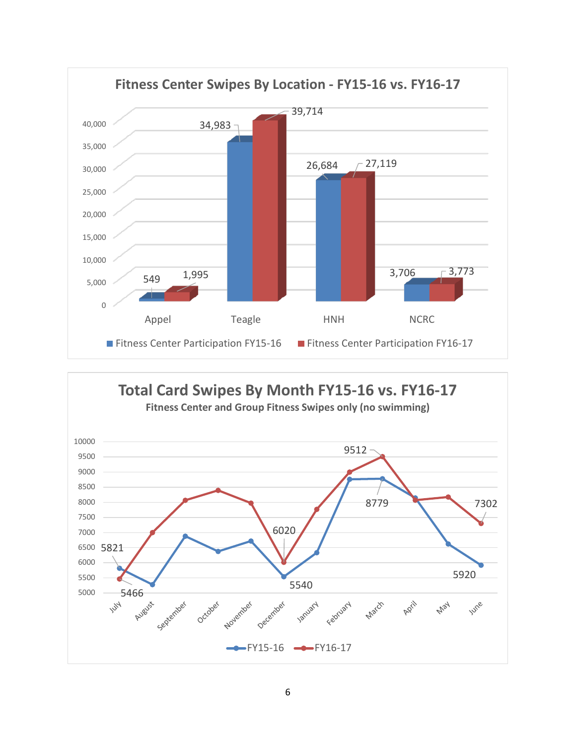## Fitness Center Swipes By Location - FY15-16 vs. FY16-17

| Location | Fitness Center Participation FY15-16 | Fitness Center Participation FY16-17 |
|---|---|---|
| Appel | 549 | 1,995 |
| Teagle | 34,983 | 39,714 |
| HNH | 26,684 | 27,119 |
| NCRC | 3,706 | 3,773 |

## Total Card Swipes By Month FY15-16 vs. FY16-17

**Fitness Center and Group Fitness Swipes only (no swimming)**

| Month | FY15-16 | FY16-17 |
|---|---|---|
| July | 5821 | 5466 |
| August | | |
| September | | |
| October | | |
| November | | |
| December | 5540 | 6020 |
| January | | |
| February | | |
| March | 8779 | 9512 |
| April | | |
| May | | |
| June | 5920 | 7302 |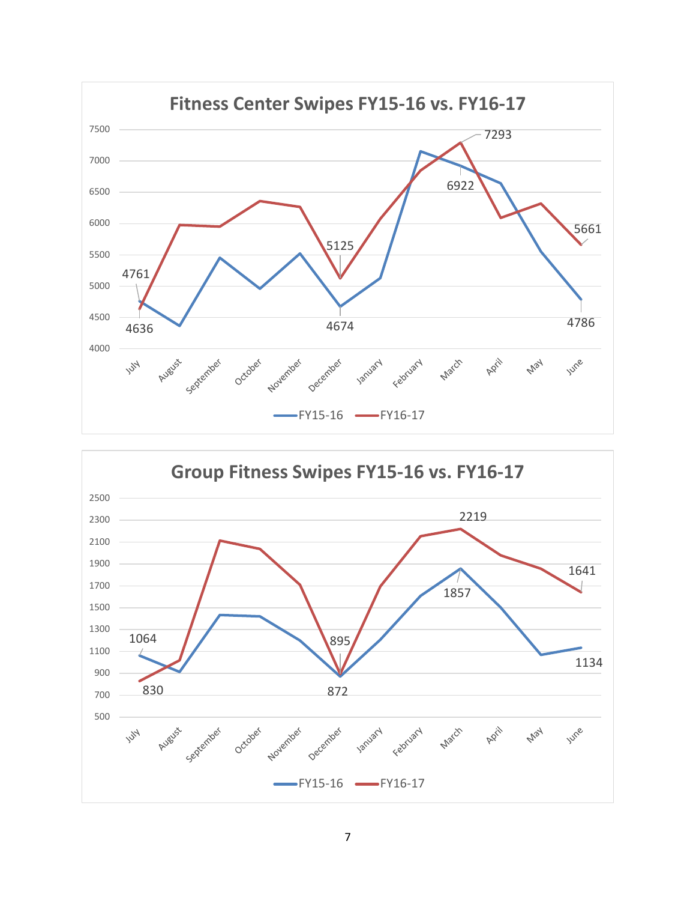## Fitness Center Swipes FY15-16 vs. FY16-17

7500
7000
6500
6000
5500
5000
4500
4000

July, August, September, October, November, December, January, February, March, April, May, June

4761, 4636, 5125, 4674, 7293, 6922, 5661, 4786

FY15-16 FY16-17

## Group Fitness Swipes FY15-16 vs. FY16-17

2500
2300
2100
1900
1700
1500
1300
1100
900
700
500

July, August, September, October, November, December, January, February, March, April, May, June

1064, 830, 895, 872, 2219, 1857, 1641, 1134

FY15-16 FY16-17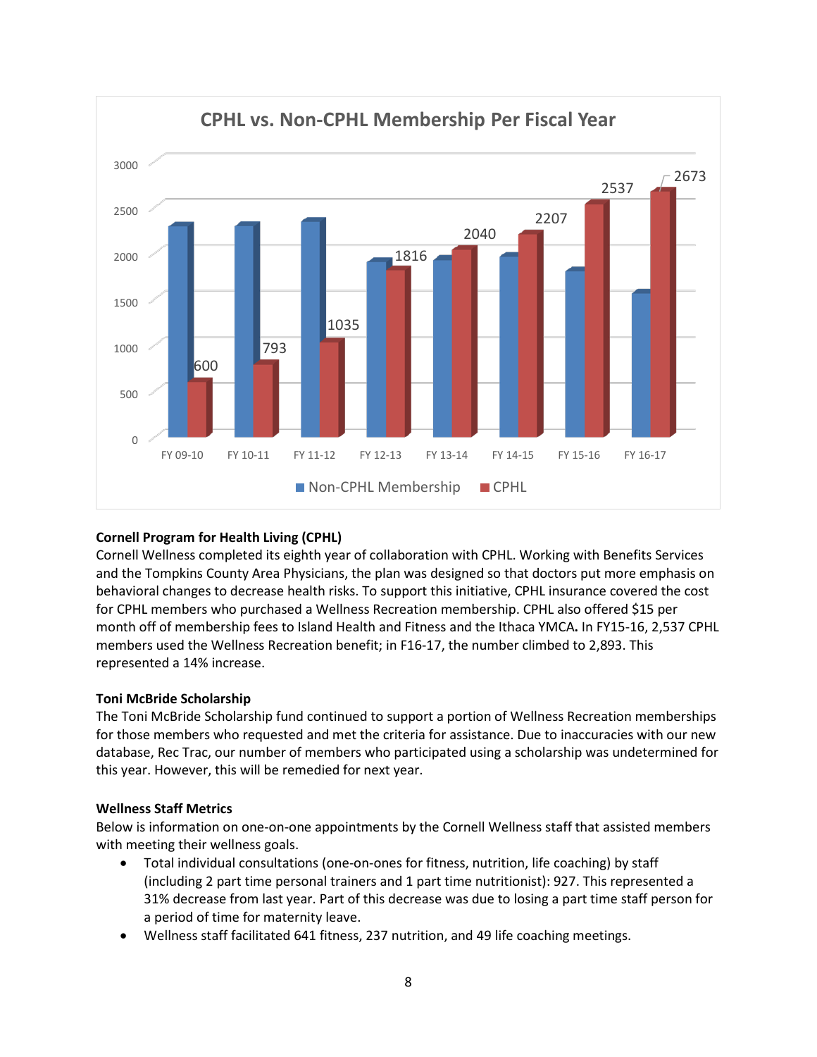**CPHL vs. Non-CPHL Membership Per Fiscal Year**

| Fiscal Year | CPHL |
| --- | --- |
| FY 09-10 | 600 |
| FY 10-11 | 793 |
| FY 11-12 | 1035 |
| FY 12-13 | 1816 |
| FY 13-14 | 2040 |
| FY 14-15 | 2207 |
| FY 15-16 | 2537 |
| FY 16-17 | 2673 |

Non-CPHL Membership ■ CPHL

**Cornell Program for Health Living (CPHL)**

Cornell Wellness completed its eighth year of collaboration with CPHL. Working with Benefits Services and the Tompkins County Area Physicians, the plan was designed so that doctors put more emphasis on behavioral changes to decrease health risks. To support this initiative, CPHL insurance covered the cost for CPHL members who purchased a Wellness Recreation membership. CPHL also offered $15 per month off of membership fees to Island Health and Fitness and the Ithaca YMCA**.** In FY15-16, 2,537 CPHL members used the Wellness Recreation benefit; in F16-17, the number climbed to 2,893. This represented a 14% increase.

**Toni McBride Scholarship**

The Toni McBride Scholarship fund continued to support a portion of Wellness Recreation memberships for those members who requested and met the criteria for assistance. Due to inaccuracies with our new database, Rec Trac, our number of members who participated using a scholarship was undetermined for this year. However, this will be remedied for next year.

**Wellness Staff Metrics**

Below is information on one-on-one appointments by the Cornell Wellness staff that assisted members with meeting their wellness goals.

- Total individual consultations (one-on-ones for fitness, nutrition, life coaching) by staff (including 2 part time personal trainers and 1 part time nutritionist): 927. This represented a 31% decrease from last year. Part of this decrease was due to losing a part time staff person for a period of time for maternity leave.
- Wellness staff facilitated 641 fitness, 237 nutrition, and 49 life coaching meetings.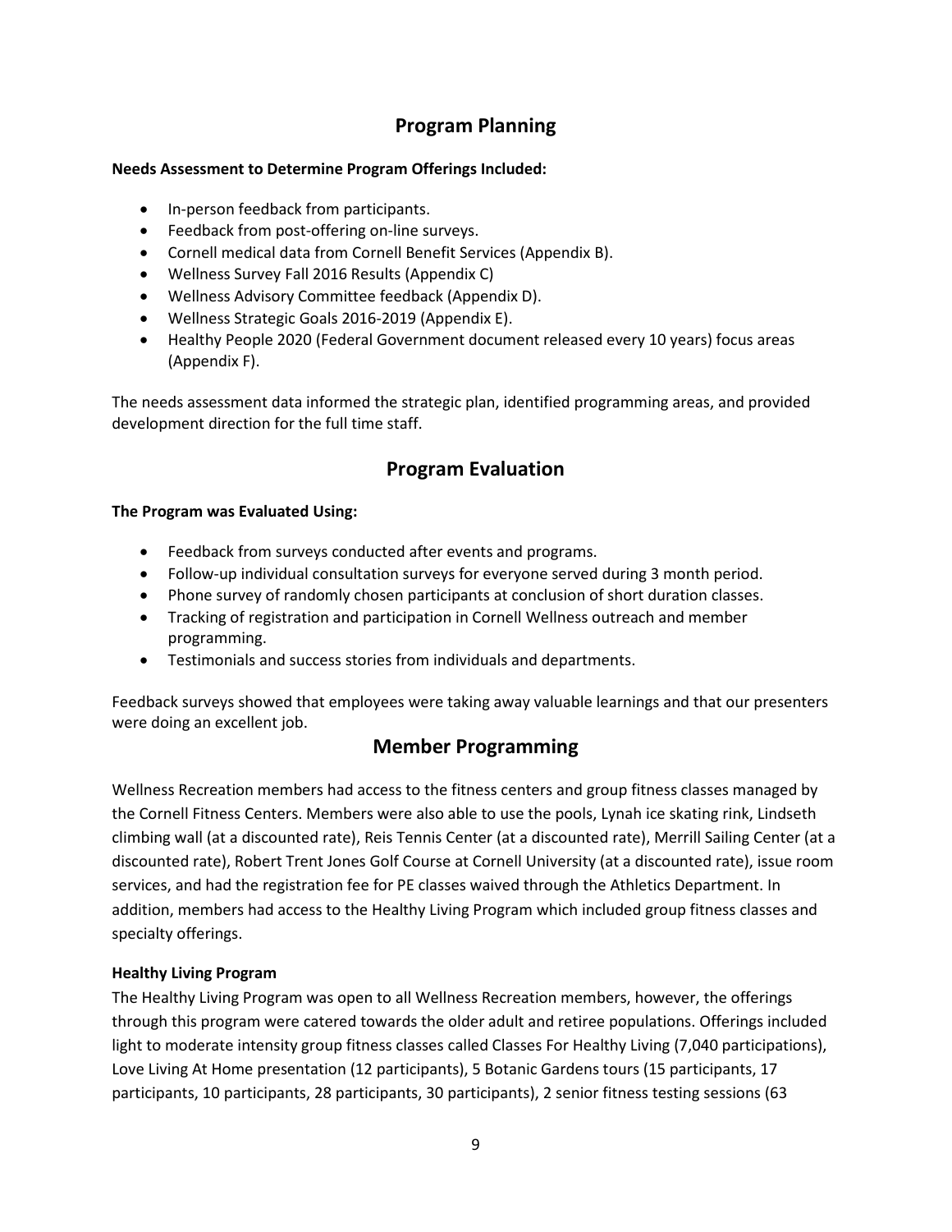## Program Planning

**Needs Assessment to Determine Program Offerings Included:**

- In-person feedback from participants.
- Feedback from post-offering on-line surveys.
- Cornell medical data from Cornell Benefit Services (Appendix B).
- Wellness Survey Fall 2016 Results (Appendix C)
- Wellness Advisory Committee feedback (Appendix D).
- Wellness Strategic Goals 2016-2019 (Appendix E).
- Healthy People 2020 (Federal Government document released every 10 years) focus areas (Appendix F).

The needs assessment data informed the strategic plan, identified programming areas, and provided development direction for the full time staff.

## Program Evaluation

**The Program was Evaluated Using:**

- Feedback from surveys conducted after events and programs.
- Follow-up individual consultation surveys for everyone served during 3 month period.
- Phone survey of randomly chosen participants at conclusion of short duration classes.
- Tracking of registration and participation in Cornell Wellness outreach and member programming.
- Testimonials and success stories from individuals and departments.

Feedback surveys showed that employees were taking away valuable learnings and that our presenters were doing an excellent job.

## Member Programming

Wellness Recreation members had access to the fitness centers and group fitness classes managed by the Cornell Fitness Centers. Members were also able to use the pools, Lynah ice skating rink, Lindseth climbing wall (at a discounted rate), Reis Tennis Center (at a discounted rate), Merrill Sailing Center (at a discounted rate), Robert Trent Jones Golf Course at Cornell University (at a discounted rate), issue room services, and had the registration fee for PE classes waived through the Athletics Department. In addition, members had access to the Healthy Living Program which included group fitness classes and specialty offerings.

**Healthy Living Program**

The Healthy Living Program was open to all Wellness Recreation members, however, the offerings through this program were catered towards the older adult and retiree populations. Offerings included light to moderate intensity group fitness classes called Classes For Healthy Living (7,040 participations), Love Living At Home presentation (12 participants), 5 Botanic Gardens tours (15 participants, 17 participants, 10 participants, 28 participants, 30 participants), 2 senior fitness testing sessions (63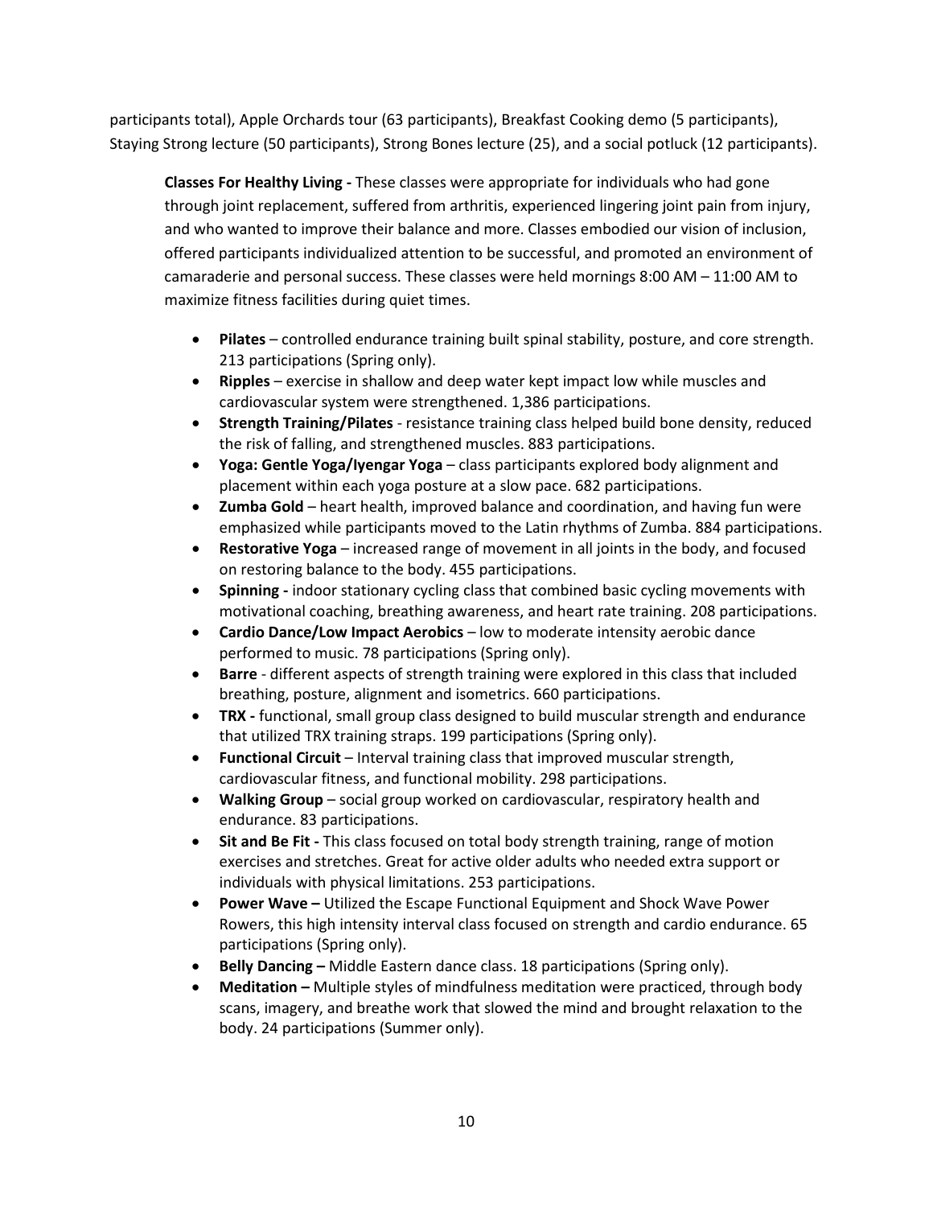participants total), Apple Orchards tour (63 participants), Breakfast Cooking demo (5 participants), Staying Strong lecture (50 participants), Strong Bones lecture (25), and a social potluck (12 participants).

**Classes For Healthy Living -** These classes were appropriate for individuals who had gone through joint replacement, suffered from arthritis, experienced lingering joint pain from injury, and who wanted to improve their balance and more. Classes embodied our vision of inclusion, offered participants individualized attention to be successful, and promoted an environment of camaraderie and personal success. These classes were held mornings 8:00 AM – 11:00 AM to maximize fitness facilities during quiet times.

- **Pilates** – controlled endurance training built spinal stability, posture, and core strength. 213 participations (Spring only).
- **Ripples** – exercise in shallow and deep water kept impact low while muscles and cardiovascular system were strengthened. 1,386 participations.
- **Strength Training/Pilates** - resistance training class helped build bone density, reduced the risk of falling, and strengthened muscles. 883 participations.
- **Yoga: Gentle Yoga/Iyengar Yoga** – class participants explored body alignment and placement within each yoga posture at a slow pace. 682 participations.
- **Zumba Gold** – heart health, improved balance and coordination, and having fun were emphasized while participants moved to the Latin rhythms of Zumba. 884 participations.
- **Restorative Yoga** – increased range of movement in all joints in the body, and focused on restoring balance to the body. 455 participations.
- **Spinning -** indoor stationary cycling class that combined basic cycling movements with motivational coaching, breathing awareness, and heart rate training. 208 participations.
- **Cardio Dance/Low Impact Aerobics** – low to moderate intensity aerobic dance performed to music. 78 participations (Spring only).
- **Barre** - different aspects of strength training were explored in this class that included breathing, posture, alignment and isometrics. 660 participations.
- **TRX -** functional, small group class designed to build muscular strength and endurance that utilized TRX training straps. 199 participations (Spring only).
- **Functional Circuit** – Interval training class that improved muscular strength, cardiovascular fitness, and functional mobility. 298 participations.
- **Walking Group** – social group worked on cardiovascular, respiratory health and endurance. 83 participations.
- **Sit and Be Fit -** This class focused on total body strength training, range of motion exercises and stretches. Great for active older adults who needed extra support or individuals with physical limitations. 253 participations.
- **Power Wave –** Utilized the Escape Functional Equipment and Shock Wave Power Rowers, this high intensity interval class focused on strength and cardio endurance. 65 participations (Spring only).
- **Belly Dancing –** Middle Eastern dance class. 18 participations (Spring only).
- **Meditation –** Multiple styles of mindfulness meditation were practiced, through body scans, imagery, and breathe work that slowed the mind and brought relaxation to the body. 24 participations (Summer only).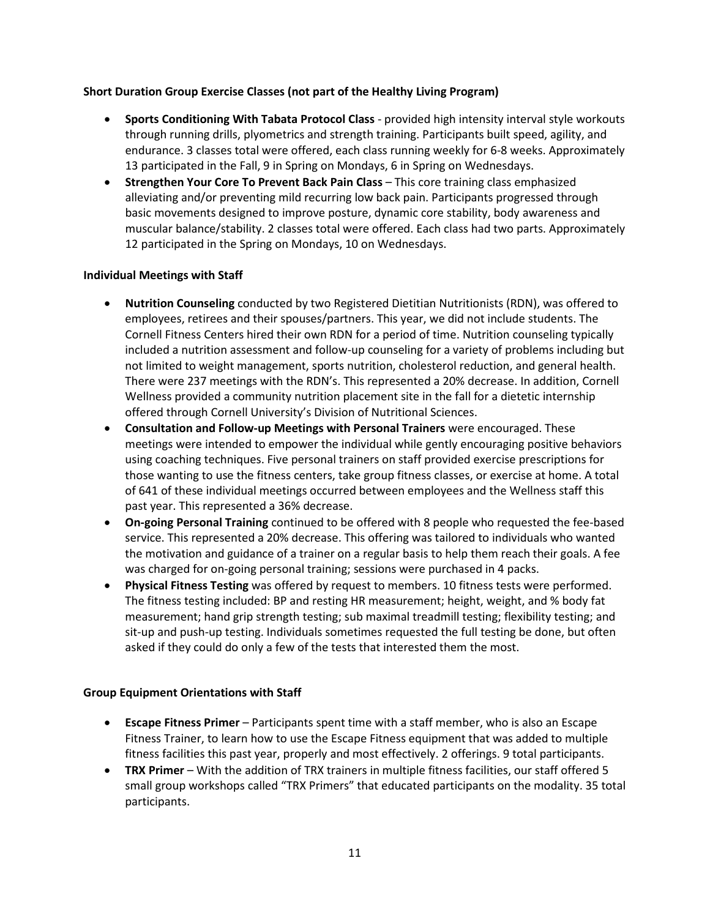**Short Duration Group Exercise Classes (not part of the Healthy Living Program)**

- **Sports Conditioning With Tabata Protocol Class** - provided high intensity interval style workouts through running drills, plyometrics and strength training. Participants built speed, agility, and endurance. 3 classes total were offered, each class running weekly for 6-8 weeks. Approximately 13 participated in the Fall, 9 in Spring on Mondays, 6 in Spring on Wednesdays.
- **Strengthen Your Core To Prevent Back Pain Class** – This core training class emphasized alleviating and/or preventing mild recurring low back pain. Participants progressed through basic movements designed to improve posture, dynamic core stability, body awareness and muscular balance/stability. 2 classes total were offered. Each class had two parts. Approximately 12 participated in the Spring on Mondays, 10 on Wednesdays.

**Individual Meetings with Staff**

- **Nutrition Counseling** conducted by two Registered Dietitian Nutritionists (RDN), was offered to employees, retirees and their spouses/partners. This year, we did not include students. The Cornell Fitness Centers hired their own RDN for a period of time. Nutrition counseling typically included a nutrition assessment and follow-up counseling for a variety of problems including but not limited to weight management, sports nutrition, cholesterol reduction, and general health. There were 237 meetings with the RDN's. This represented a 20% decrease. In addition, Cornell Wellness provided a community nutrition placement site in the fall for a dietetic internship offered through Cornell University's Division of Nutritional Sciences.
- **Consultation and Follow-up Meetings with Personal Trainers** were encouraged. These meetings were intended to empower the individual while gently encouraging positive behaviors using coaching techniques. Five personal trainers on staff provided exercise prescriptions for those wanting to use the fitness centers, take group fitness classes, or exercise at home. A total of 641 of these individual meetings occurred between employees and the Wellness staff this past year. This represented a 36% decrease.
- **On-going Personal Training** continued to be offered with 8 people who requested the fee-based service. This represented a 20% decrease. This offering was tailored to individuals who wanted the motivation and guidance of a trainer on a regular basis to help them reach their goals. A fee was charged for on-going personal training; sessions were purchased in 4 packs.
- **Physical Fitness Testing** was offered by request to members. 10 fitness tests were performed. The fitness testing included: BP and resting HR measurement; height, weight, and % body fat measurement; hand grip strength testing; sub maximal treadmill testing; flexibility testing; and sit-up and push-up testing. Individuals sometimes requested the full testing be done, but often asked if they could do only a few of the tests that interested them the most.

**Group Equipment Orientations with Staff**

- **Escape Fitness Primer** – Participants spent time with a staff member, who is also an Escape Fitness Trainer, to learn how to use the Escape Fitness equipment that was added to multiple fitness facilities this past year, properly and most effectively. 2 offerings. 9 total participants.
- **TRX Primer** – With the addition of TRX trainers in multiple fitness facilities, our staff offered 5 small group workshops called "TRX Primers" that educated participants on the modality. 35 total participants.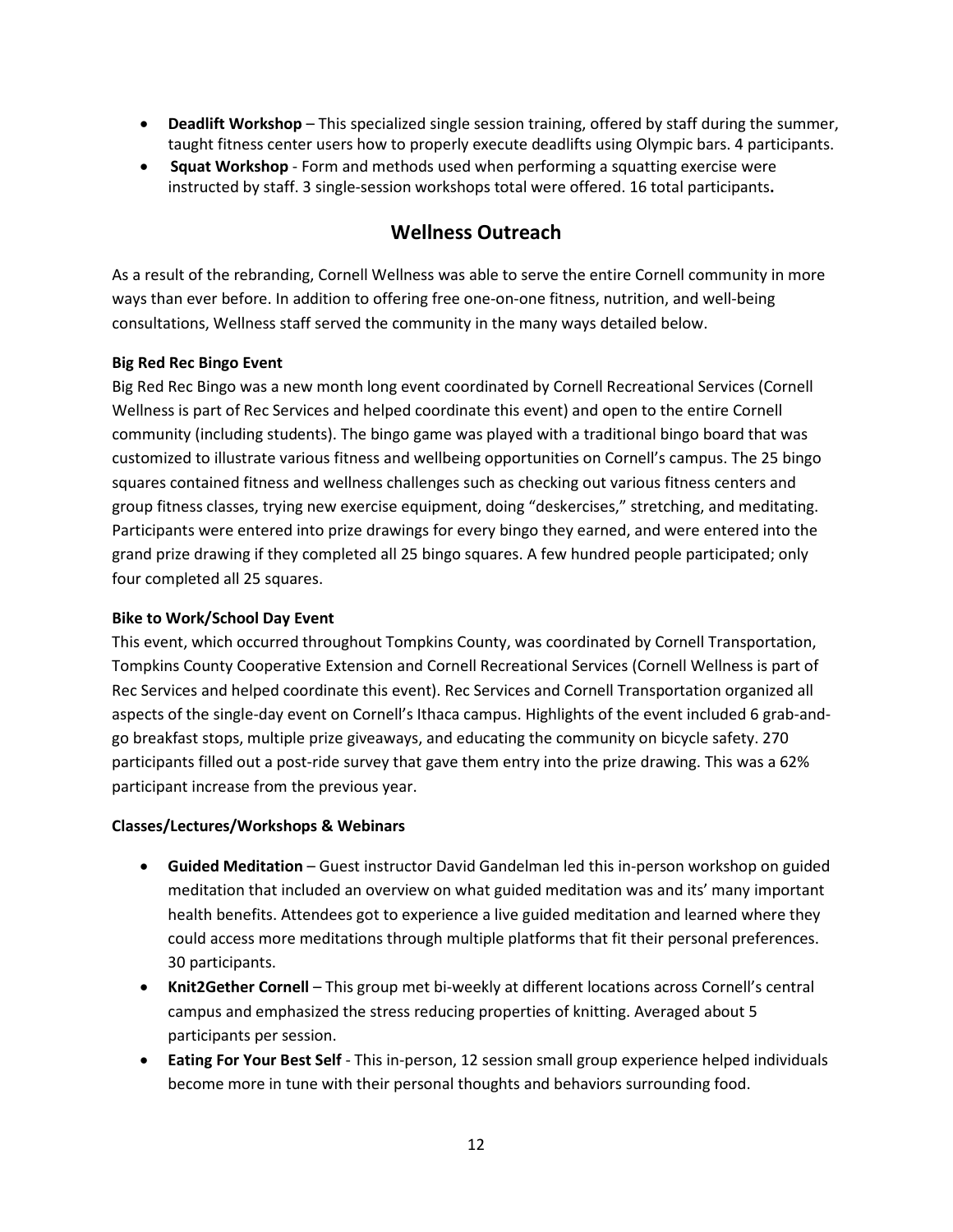- **Deadlift Workshop** – This specialized single session training, offered by staff during the summer, taught fitness center users how to properly execute deadlifts using Olympic bars. 4 participants.
- **Squat Workshop** - Form and methods used when performing a squatting exercise were instructed by staff. 3 single-session workshops total were offered. 16 total participants**.**

## Wellness Outreach

As a result of the rebranding, Cornell Wellness was able to serve the entire Cornell community in more ways than ever before. In addition to offering free one-on-one fitness, nutrition, and well-being consultations, Wellness staff served the community in the many ways detailed below.

**Big Red Rec Bingo Event**

Big Red Rec Bingo was a new month long event coordinated by Cornell Recreational Services (Cornell Wellness is part of Rec Services and helped coordinate this event) and open to the entire Cornell community (including students). The bingo game was played with a traditional bingo board that was customized to illustrate various fitness and wellbeing opportunities on Cornell's campus. The 25 bingo squares contained fitness and wellness challenges such as checking out various fitness centers and group fitness classes, trying new exercise equipment, doing "deskercises," stretching, and meditating. Participants were entered into prize drawings for every bingo they earned, and were entered into the grand prize drawing if they completed all 25 bingo squares. A few hundred people participated; only four completed all 25 squares.

**Bike to Work/School Day Event**

This event, which occurred throughout Tompkins County, was coordinated by Cornell Transportation, Tompkins County Cooperative Extension and Cornell Recreational Services (Cornell Wellness is part of Rec Services and helped coordinate this event). Rec Services and Cornell Transportation organized all aspects of the single-day event on Cornell's Ithaca campus. Highlights of the event included 6 grab-and-go breakfast stops, multiple prize giveaways, and educating the community on bicycle safety. 270 participants filled out a post-ride survey that gave them entry into the prize drawing. This was a 62% participant increase from the previous year.

**Classes/Lectures/Workshops & Webinars**

- **Guided Meditation** – Guest instructor David Gandelman led this in-person workshop on guided meditation that included an overview on what guided meditation was and its' many important health benefits. Attendees got to experience a live guided meditation and learned where they could access more meditations through multiple platforms that fit their personal preferences. 30 participants.
- **Knit2Gether Cornell** – This group met bi-weekly at different locations across Cornell's central campus and emphasized the stress reducing properties of knitting. Averaged about 5 participants per session.
- **Eating For Your Best Self** - This in-person, 12 session small group experience helped individuals become more in tune with their personal thoughts and behaviors surrounding food.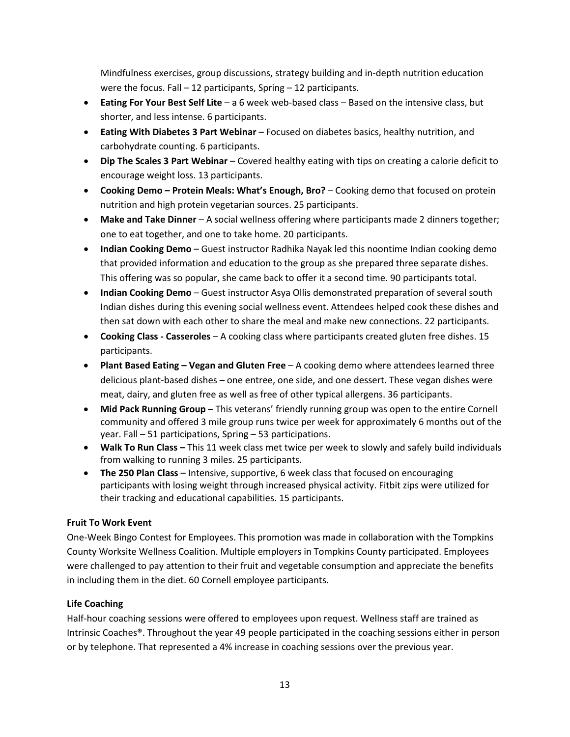Mindfulness exercises, group discussions, strategy building and in-depth nutrition education were the focus. Fall – 12 participants, Spring – 12 participants.

- **Eating For Your Best Self Lite** – a 6 week web-based class – Based on the intensive class, but shorter, and less intense. 6 participants.
- **Eating With Diabetes 3 Part Webinar** – Focused on diabetes basics, healthy nutrition, and carbohydrate counting. 6 participants.
- **Dip The Scales 3 Part Webinar** – Covered healthy eating with tips on creating a calorie deficit to encourage weight loss. 13 participants.
- **Cooking Demo – Protein Meals: What's Enough, Bro?** – Cooking demo that focused on protein nutrition and high protein vegetarian sources. 25 participants.
- **Make and Take Dinner** – A social wellness offering where participants made 2 dinners together; one to eat together, and one to take home. 20 participants.
- **Indian Cooking Demo** – Guest instructor Radhika Nayak led this noontime Indian cooking demo that provided information and education to the group as she prepared three separate dishes. This offering was so popular, she came back to offer it a second time. 90 participants total.
- **Indian Cooking Demo** – Guest instructor Asya Ollis demonstrated preparation of several south Indian dishes during this evening social wellness event. Attendees helped cook these dishes and then sat down with each other to share the meal and make new connections. 22 participants.
- **Cooking Class - Casseroles** – A cooking class where participants created gluten free dishes. 15 participants.
- **Plant Based Eating – Vegan and Gluten Free** – A cooking demo where attendees learned three delicious plant-based dishes – one entree, one side, and one dessert. These vegan dishes were meat, dairy, and gluten free as well as free of other typical allergens. 36 participants.
- **Mid Pack Running Group** – This veterans' friendly running group was open to the entire Cornell community and offered 3 mile group runs twice per week for approximately 6 months out of the year. Fall – 51 participations, Spring – 53 participations.
- **Walk To Run Class –** This 11 week class met twice per week to slowly and safely build individuals from walking to running 3 miles. 25 participants.
- **The 250 Plan Class** – Intensive, supportive, 6 week class that focused on encouraging participants with losing weight through increased physical activity. Fitbit zips were utilized for their tracking and educational capabilities. 15 participants.

**Fruit To Work Event**

One-Week Bingo Contest for Employees. This promotion was made in collaboration with the Tompkins County Worksite Wellness Coalition. Multiple employers in Tompkins County participated. Employees were challenged to pay attention to their fruit and vegetable consumption and appreciate the benefits in including them in the diet. 60 Cornell employee participants.

**Life Coaching**

Half-hour coaching sessions were offered to employees upon request. Wellness staff are trained as Intrinsic Coaches®. Throughout the year 49 people participated in the coaching sessions either in person or by telephone. That represented a 4% increase in coaching sessions over the previous year.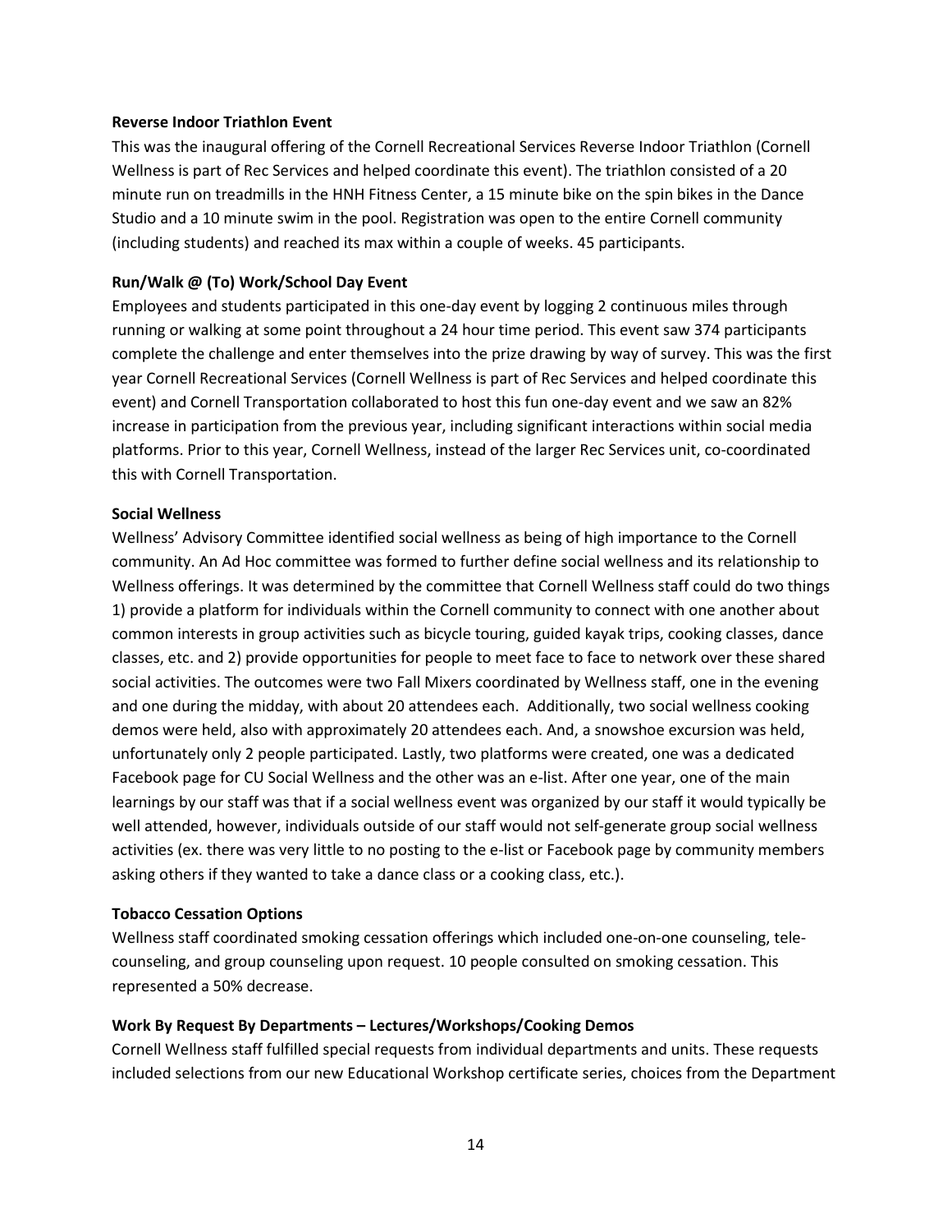**Reverse Indoor Triathlon Event**

This was the inaugural offering of the Cornell Recreational Services Reverse Indoor Triathlon (Cornell Wellness is part of Rec Services and helped coordinate this event). The triathlon consisted of a 20 minute run on treadmills in the HNH Fitness Center, a 15 minute bike on the spin bikes in the Dance Studio and a 10 minute swim in the pool. Registration was open to the entire Cornell community (including students) and reached its max within a couple of weeks. 45 participants.

**Run/Walk @ (To) Work/School Day Event**

Employees and students participated in this one-day event by logging 2 continuous miles through running or walking at some point throughout a 24 hour time period. This event saw 374 participants complete the challenge and enter themselves into the prize drawing by way of survey. This was the first year Cornell Recreational Services (Cornell Wellness is part of Rec Services and helped coordinate this event) and Cornell Transportation collaborated to host this fun one-day event and we saw an 82% increase in participation from the previous year, including significant interactions within social media platforms. Prior to this year, Cornell Wellness, instead of the larger Rec Services unit, co-coordinated this with Cornell Transportation.

**Social Wellness**

Wellness' Advisory Committee identified social wellness as being of high importance to the Cornell community. An Ad Hoc committee was formed to further define social wellness and its relationship to Wellness offerings. It was determined by the committee that Cornell Wellness staff could do two things 1) provide a platform for individuals within the Cornell community to connect with one another about common interests in group activities such as bicycle touring, guided kayak trips, cooking classes, dance classes, etc. and 2) provide opportunities for people to meet face to face to network over these shared social activities. The outcomes were two Fall Mixers coordinated by Wellness staff, one in the evening and one during the midday, with about 20 attendees each. Additionally, two social wellness cooking demos were held, also with approximately 20 attendees each. And, a snowshoe excursion was held, unfortunately only 2 people participated. Lastly, two platforms were created, one was a dedicated Facebook page for CU Social Wellness and the other was an e-list. After one year, one of the main learnings by our staff was that if a social wellness event was organized by our staff it would typically be well attended, however, individuals outside of our staff would not self-generate group social wellness activities (ex. there was very little to no posting to the e-list or Facebook page by community members asking others if they wanted to take a dance class or a cooking class, etc.).

**Tobacco Cessation Options**

Wellness staff coordinated smoking cessation offerings which included one-on-one counseling, tele-counseling, and group counseling upon request. 10 people consulted on smoking cessation. This represented a 50% decrease.

**Work By Request By Departments – Lectures/Workshops/Cooking Demos**

Cornell Wellness staff fulfilled special requests from individual departments and units. These requests included selections from our new Educational Workshop certificate series, choices from the Department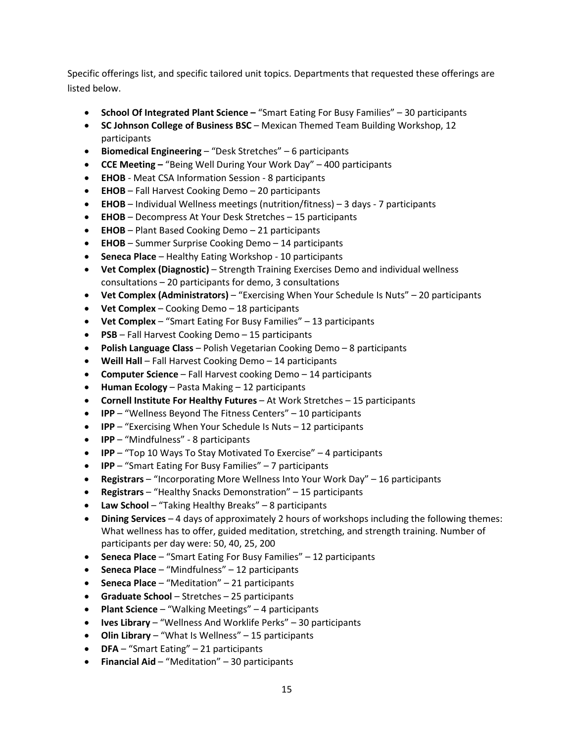Specific offerings list, and specific tailored unit topics. Departments that requested these offerings are listed below.

- **School Of Integrated Plant Science –** "Smart Eating For Busy Families" – 30 participants
- **SC Johnson College of Business BSC** – Mexican Themed Team Building Workshop, 12 participants
- **Biomedical Engineering** – "Desk Stretches" – 6 participants
- **CCE Meeting –** "Being Well During Your Work Day" – 400 participants
- **EHOB** - Meat CSA Information Session - 8 participants
- **EHOB** – Fall Harvest Cooking Demo – 20 participants
- **EHOB** – Individual Wellness meetings (nutrition/fitness) – 3 days - 7 participants
- **EHOB** – Decompress At Your Desk Stretches – 15 participants
- **EHOB** – Plant Based Cooking Demo – 21 participants
- **EHOB** – Summer Surprise Cooking Demo – 14 participants
- **Seneca Place** – Healthy Eating Workshop - 10 participants
- **Vet Complex (Diagnostic)** – Strength Training Exercises Demo and individual wellness consultations – 20 participants for demo, 3 consultations
- **Vet Complex (Administrators)** – "Exercising When Your Schedule Is Nuts" – 20 participants
- **Vet Complex** – Cooking Demo – 18 participants
- **Vet Complex** – "Smart Eating For Busy Families" – 13 participants
- **PSB** – Fall Harvest Cooking Demo – 15 participants
- **Polish Language Class** – Polish Vegetarian Cooking Demo – 8 participants
- **Weill Hall** – Fall Harvest Cooking Demo – 14 participants
- **Computer Science** – Fall Harvest cooking Demo – 14 participants
- **Human Ecology** – Pasta Making – 12 participants
- **Cornell Institute For Healthy Futures** – At Work Stretches – 15 participants
- **IPP** – "Wellness Beyond The Fitness Centers" – 10 participants
- **IPP** – "Exercising When Your Schedule Is Nuts – 12 participants
- **IPP** – "Mindfulness" - 8 participants
- **IPP** – "Top 10 Ways To Stay Motivated To Exercise" – 4 participants
- **IPP** – "Smart Eating For Busy Families" – 7 participants
- **Registrars** – "Incorporating More Wellness Into Your Work Day" – 16 participants
- **Registrars** – "Healthy Snacks Demonstration" – 15 participants
- **Law School** – "Taking Healthy Breaks" – 8 participants
- **Dining Services** – 4 days of approximately 2 hours of workshops including the following themes: What wellness has to offer, guided meditation, stretching, and strength training. Number of participants per day were: 50, 40, 25, 200
- **Seneca Place** – "Smart Eating For Busy Families" – 12 participants
- **Seneca Place** – "Mindfulness" – 12 participants
- **Seneca Place** – "Meditation" – 21 participants
- **Graduate School** – Stretches – 25 participants
- **Plant Science** – "Walking Meetings" – 4 participants
- **Ives Library** – "Wellness And Worklife Perks" – 30 participants
- **Olin Library** – "What Is Wellness" – 15 participants
- **DFA** – "Smart Eating" – 21 participants
- **Financial Aid** – "Meditation" – 30 participants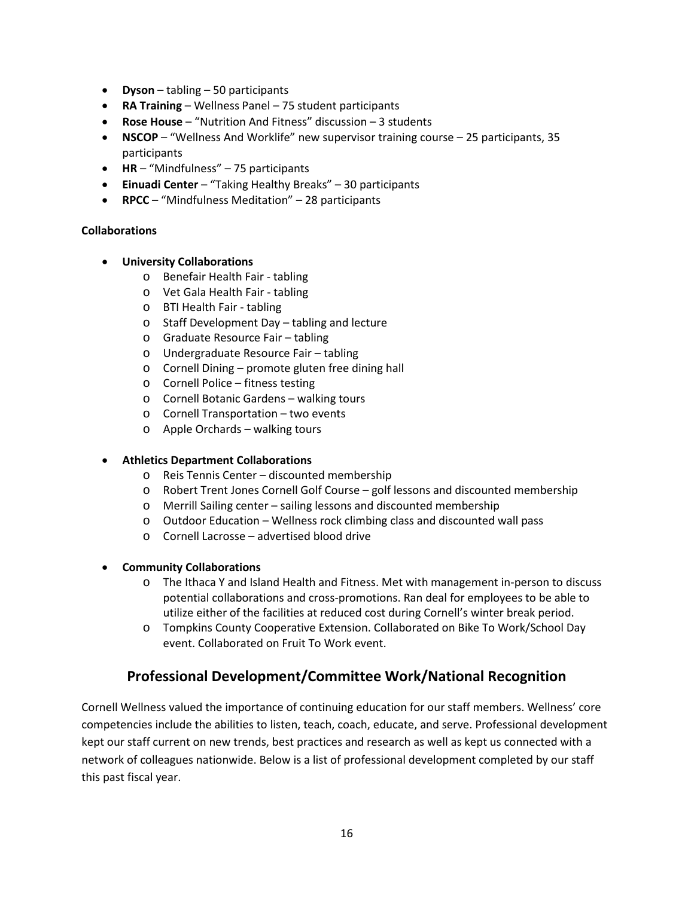- **Dyson** – tabling – 50 participants
- **RA Training** – Wellness Panel – 75 student participants
- **Rose House** – “Nutrition And Fitness” discussion – 3 students
- **NSCOP** – “Wellness And Worklife” new supervisor training course – 25 participants, 35 participants
- **HR** – “Mindfulness” – 75 participants
- **Einuadi Center** – “Taking Healthy Breaks” – 30 participants
- **RPCC** – “Mindfulness Meditation” – 28 participants

**Collaborations**

- **University Collaborations**
  - Benefair Health Fair - tabling
  - Vet Gala Health Fair - tabling
  - BTI Health Fair - tabling
  - Staff Development Day – tabling and lecture
  - Graduate Resource Fair – tabling
  - Undergraduate Resource Fair – tabling
  - Cornell Dining – promote gluten free dining hall
  - Cornell Police – fitness testing
  - Cornell Botanic Gardens – walking tours
  - Cornell Transportation – two events
  - Apple Orchards – walking tours

- **Athletics Department Collaborations**
  - Reis Tennis Center – discounted membership
  - Robert Trent Jones Cornell Golf Course – golf lessons and discounted membership
  - Merrill Sailing center – sailing lessons and discounted membership
  - Outdoor Education – Wellness rock climbing class and discounted wall pass
  - Cornell Lacrosse – advertised blood drive

- **Community Collaborations**
  - The Ithaca Y and Island Health and Fitness. Met with management in-person to discuss potential collaborations and cross-promotions. Ran deal for employees to be able to utilize either of the facilities at reduced cost during Cornell’s winter break period.
  - Tompkins County Cooperative Extension. Collaborated on Bike To Work/School Day event. Collaborated on Fruit To Work event.

## Professional Development/Committee Work/National Recognition

Cornell Wellness valued the importance of continuing education for our staff members. Wellness’ core competencies include the abilities to listen, teach, coach, educate, and serve. Professional development kept our staff current on new trends, best practices and research as well as kept us connected with a network of colleagues nationwide. Below is a list of professional development completed by our staff this past fiscal year.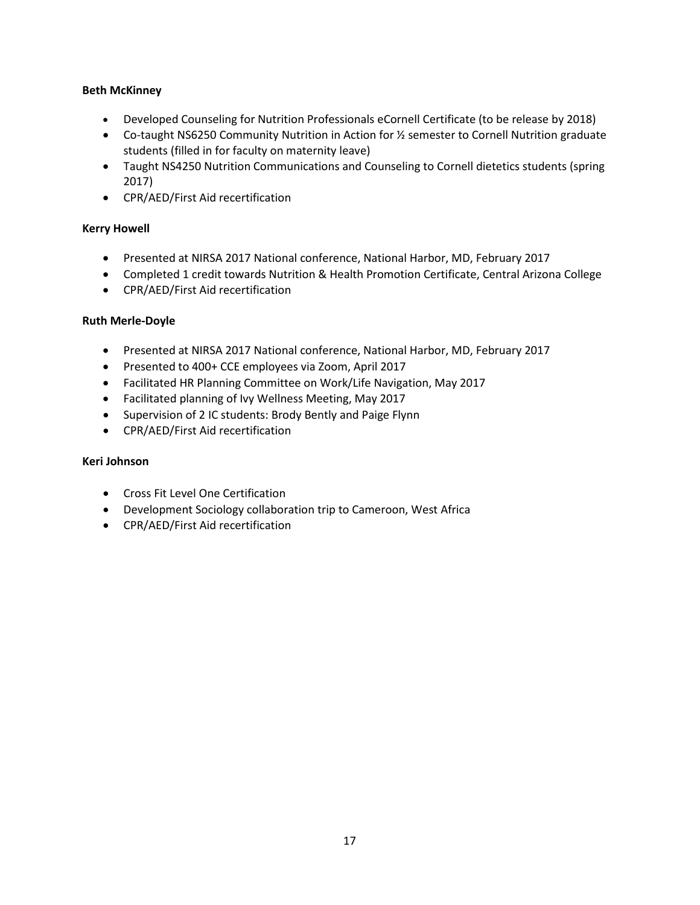**Beth McKinney**

- Developed Counseling for Nutrition Professionals eCornell Certificate (to be release by 2018)
- Co-taught NS6250 Community Nutrition in Action for ½ semester to Cornell Nutrition graduate students (filled in for faculty on maternity leave)
- Taught NS4250 Nutrition Communications and Counseling to Cornell dietetics students (spring 2017)
- CPR/AED/First Aid recertification

**Kerry Howell**

- Presented at NIRSA 2017 National conference, National Harbor, MD, February 2017
- Completed 1 credit towards Nutrition & Health Promotion Certificate, Central Arizona College
- CPR/AED/First Aid recertification

**Ruth Merle-Doyle**

- Presented at NIRSA 2017 National conference, National Harbor, MD, February 2017
- Presented to 400+ CCE employees via Zoom, April 2017
- Facilitated HR Planning Committee on Work/Life Navigation, May 2017
- Facilitated planning of Ivy Wellness Meeting, May 2017
- Supervision of 2 IC students: Brody Bently and Paige Flynn
- CPR/AED/First Aid recertification

**Keri Johnson**

- Cross Fit Level One Certification
- Development Sociology collaboration trip to Cameroon, West Africa
- CPR/AED/First Aid recertification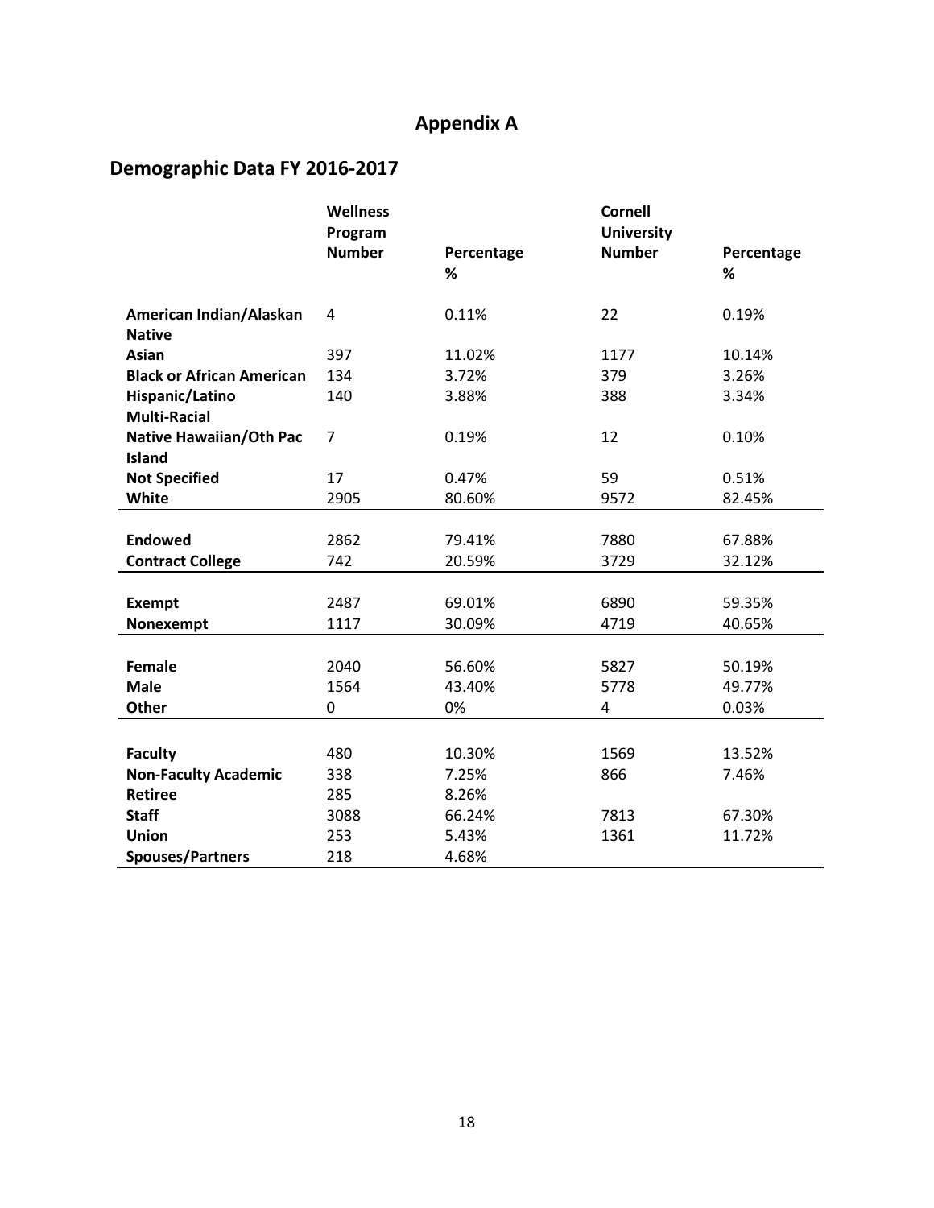# Appendix A

## Demographic Data FY 2016-2017

| | Wellness Program Number | Percentage % | Cornell University Number | Percentage % |
|---|---|---|---|---|
| **American Indian/Alaskan Native** | 4 | 0.11% | 22 | 0.19% |
| **Asian** | 397 | 11.02% | 1177 | 10.14% |
| **Black or African American** | 134 | 3.72% | 379 | 3.26% |
| **Hispanic/Latino** | 140 | 3.88% | 388 | 3.34% |
| **Multi-Racial** | | | | |
| **Native Hawaiian/Oth Pac Island** | 7 | 0.19% | 12 | 0.10% |
| **Not Specified** | 17 | 0.47% | 59 | 0.51% |
| **White** | 2905 | 80.60% | 9572 | 82.45% |
| | | | | |
| **Endowed** | 2862 | 79.41% | 7880 | 67.88% |
| **Contract College** | 742 | 20.59% | 3729 | 32.12% |
| | | | | |
| **Exempt** | 2487 | 69.01% | 6890 | 59.35% |
| **Nonexempt** | 1117 | 30.09% | 4719 | 40.65% |
| | | | | |
| **Female** | 2040 | 56.60% | 5827 | 50.19% |
| **Male** | 1564 | 43.40% | 5778 | 49.77% |
| **Other** | 0 | 0% | 4 | 0.03% |
| | | | | |
| **Faculty** | 480 | 10.30% | 1569 | 13.52% |
| **Non-Faculty Academic** | 338 | 7.25% | 866 | 7.46% |
| **Retiree** | 285 | 8.26% | | |
| **Staff** | 3088 | 66.24% | 7813 | 67.30% |
| **Union** | 253 | 5.43% | 1361 | 11.72% |
| **Spouses/Partners** | 218 | 4.68% | | |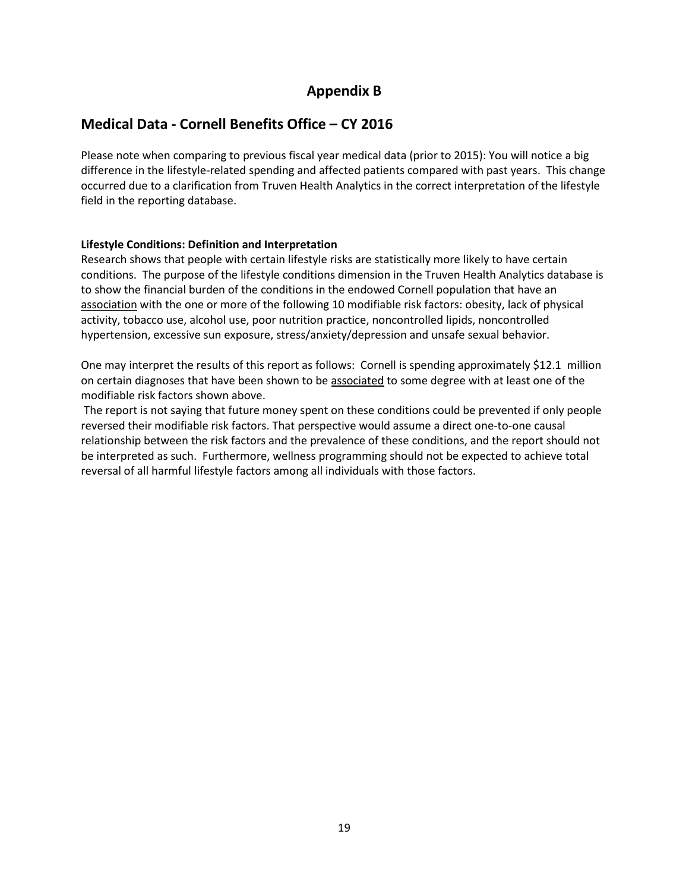# Appendix B

## Medical Data - Cornell Benefits Office – CY 2016

Please note when comparing to previous fiscal year medical data (prior to 2015): You will notice a big difference in the lifestyle-related spending and affected patients compared with past years. This change occurred due to a clarification from Truven Health Analytics in the correct interpretation of the lifestyle field in the reporting database.

**Lifestyle Conditions: Definition and Interpretation**

Research shows that people with certain lifestyle risks are statistically more likely to have certain conditions. The purpose of the lifestyle conditions dimension in the Truven Health Analytics database is to show the financial burden of the conditions in the endowed Cornell population that have an <u>association</u> with the one or more of the following 10 modifiable risk factors: obesity, lack of physical activity, tobacco use, alcohol use, poor nutrition practice, noncontrolled lipids, noncontrolled hypertension, excessive sun exposure, stress/anxiety/depression and unsafe sexual behavior.

One may interpret the results of this report as follows: Cornell is spending approximately $12.1 million on certain diagnoses that have been shown to be <u>associated</u> to some degree with at least one of the modifiable risk factors shown above.

The report is not saying that future money spent on these conditions could be prevented if only people reversed their modifiable risk factors. That perspective would assume a direct one-to-one causal relationship between the risk factors and the prevalence of these conditions, and the report should not be interpreted as such. Furthermore, wellness programming should not be expected to achieve total reversal of all harmful lifestyle factors among all individuals with those factors.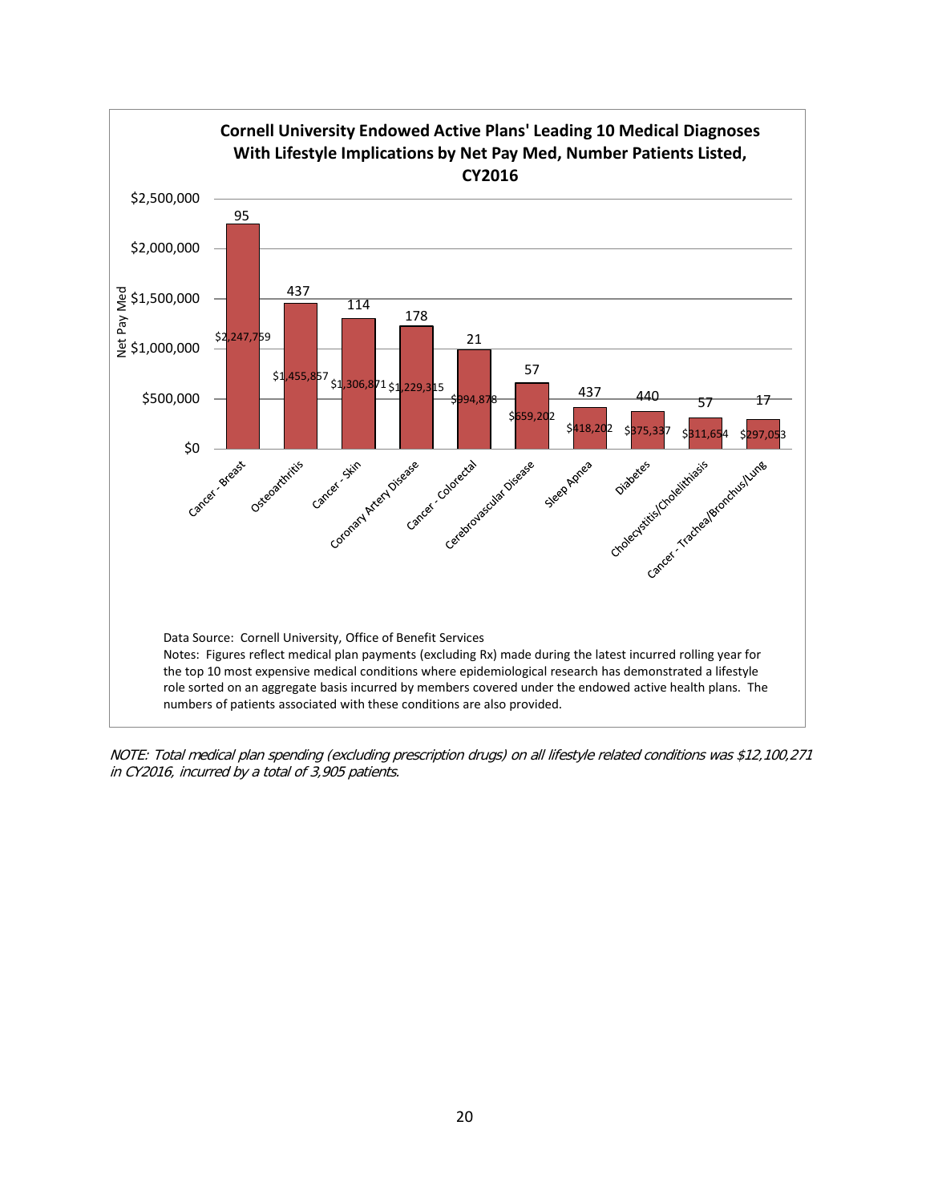**Cornell University Endowed Active Plans' Leading 10 Medical Diagnoses With Lifestyle Implications by Net Pay Med, Number Patients Listed, CY2016**

| Diagnosis | Net Pay Med | Number of Patients |
|---|---|---|
| Cancer - Breast | $2,247,759 | 95 |
| Osteoarthritis | $1,455,857 | 437 |
| Cancer - Skin | $1,306,871 | 114 |
| Coronary Artery Disease | $1,229,315 | 178 |
| Cancer - Colorectal | $994,878 | 21 |
| Cerebrovascular Disease | $659,202 | 57 |
| Sleep Apnea | $418,202 | 437 |
| Diabetes | $375,337 | 440 |
| Cholecystitis/Cholelithiasis | $311,654 | 57 |
| Cancer - Trachea/Bronchus/Lung | $297,053 | 17 |

Data Source: Cornell University, Office of Benefit Services

Notes: Figures reflect medical plan payments (excluding Rx) made during the latest incurred rolling year for the top 10 most expensive medical conditions where epidemiological research has demonstrated a lifestyle role sorted on an aggregate basis incurred by members covered under the endowed active health plans. The numbers of patients associated with these conditions are also provided.

*NOTE: Total medical plan spending (excluding prescription drugs) on all lifestyle related conditions was $12,100,271 in CY2016, incurred by a total of 3,905 patients.*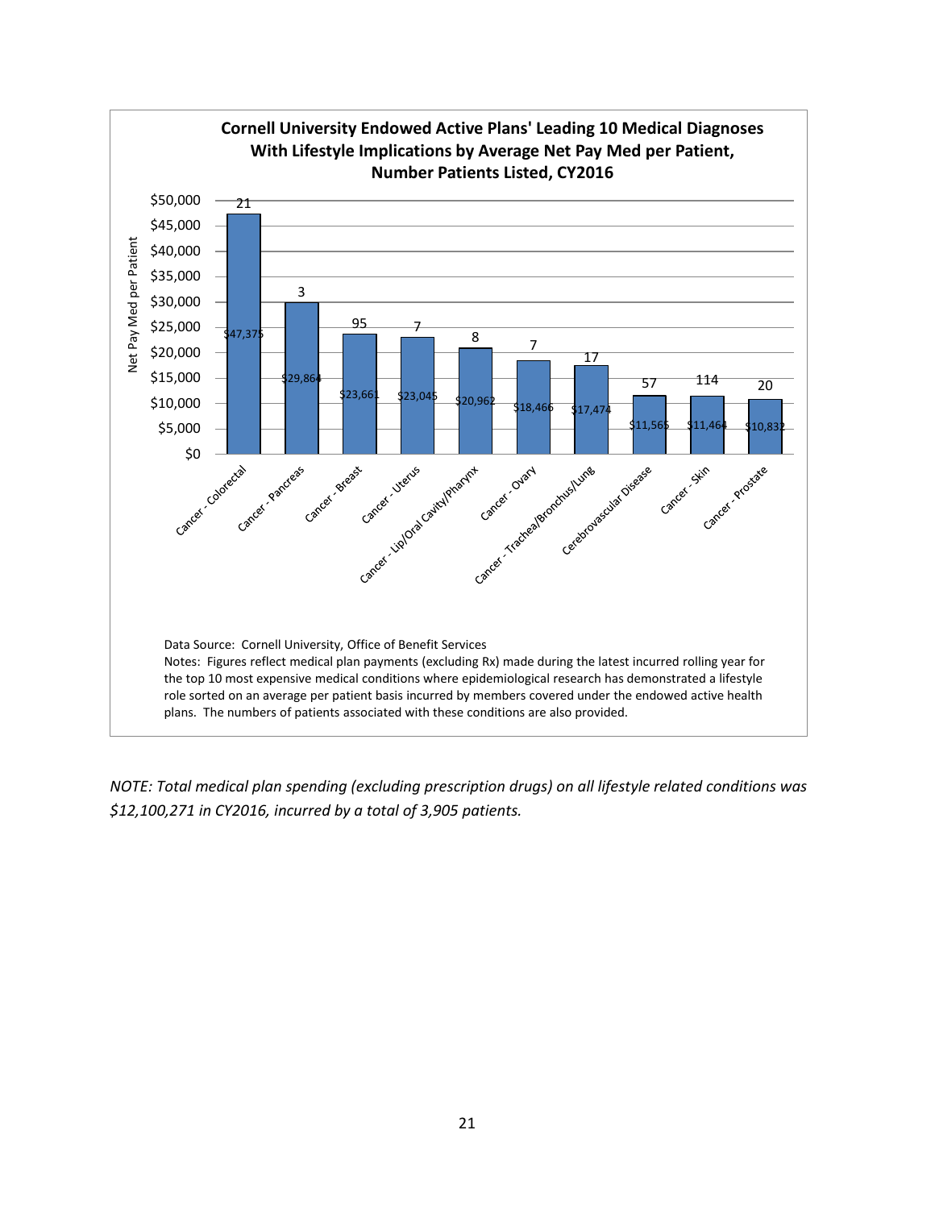**Cornell University Endowed Active Plans' Leading 10 Medical Diagnoses With Lifestyle Implications by Average Net Pay Med per Patient, Number Patients Listed, CY2016**

| Diagnosis | Net Pay Med per Patient | Number of Patients |
|---|---|---|
| Cancer - Colorectal | $47,375 | 21 |
| Cancer - Pancreas | $29,864 | 3 |
| Cancer - Breast | $23,661 | 95 |
| Cancer - Uterus | $23,045 | 7 |
| Cancer - Lip/Oral Cavity/Pharynx | $20,962 | 8 |
| Cancer - Ovary | $18,466 | 7 |
| Cancer - Trachea/Bronchus/Lung | $17,474 | 17 |
| Cerebrovascular Disease | $11,565 | 57 |
| Cancer - Skin | $11,464 | 114 |
| Cancer - Prostate | $10,832 | 20 |

Data Source: Cornell University, Office of Benefit Services

Notes: Figures reflect medical plan payments (excluding Rx) made during the latest incurred rolling year for the top 10 most expensive medical conditions where epidemiological research has demonstrated a lifestyle role sorted on an average per patient basis incurred by members covered under the endowed active health plans. The numbers of patients associated with these conditions are also provided.

*NOTE: Total medical plan spending (excluding prescription drugs) on all lifestyle related conditions was $12,100,271 in CY2016, incurred by a total of 3,905 patients.*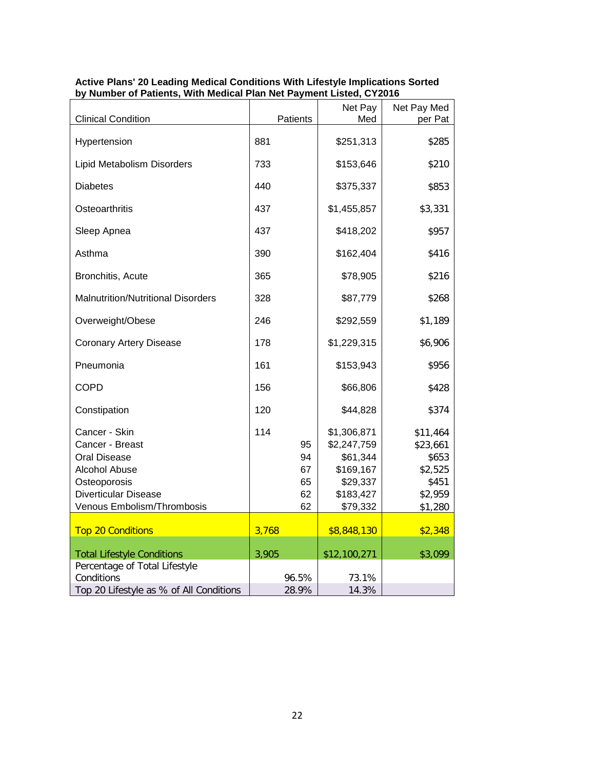**Active Plans' 20 Leading Medical Conditions With Lifestyle Implications Sorted by Number of Patients, With Medical Plan Net Payment Listed, CY2016**

| Clinical Condition | Patients | Net Pay Med | Net Pay Med per Pat |
|---|---|---|---|
| Hypertension | 881 | $251,313 | $285 |
| Lipid Metabolism Disorders | 733 | $153,646 | $210 |
| Diabetes | 440 | $375,337 | $853 |
| Osteoarthritis | 437 | $1,455,857 | $3,331 |
| Sleep Apnea | 437 | $418,202 | $957 |
| Asthma | 390 | $162,404 | $416 |
| Bronchitis, Acute | 365 | $78,905 | $216 |
| Malnutrition/Nutritional Disorders | 328 | $87,779 | $268 |
| Overweight/Obese | 246 | $292,559 | $1,189 |
| Coronary Artery Disease | 178 | $1,229,315 | $6,906 |
| Pneumonia | 161 | $153,943 | $956 |
| COPD | 156 | $66,806 | $428 |
| Constipation | 120 | $44,828 | $374 |
| Cancer - Skin | 114 | $1,306,871 | $11,464 |
| Cancer - Breast | 95 | $2,247,759 | $23,661 |
| Oral Disease | 94 | $61,344 | $653 |
| Alcohol Abuse | 67 | $169,167 | $2,525 |
| Osteoporosis | 65 | $29,337 | $451 |
| Diverticular Disease | 62 | $183,427 | $2,959 |
| Venous Embolism/Thrombosis | 62 | $79,332 | $1,280 |
| Top 20 Conditions | 3,768 | $8,848,130 | $2,348 |
| Total Lifestyle Conditions | 3,905 | $12,100,271 | $3,099 |
| Percentage of Total Lifestyle Conditions | 96.5% | 73.1% | |
| Top 20 Lifestyle as % of All Conditions | 28.9% | 14.3% | |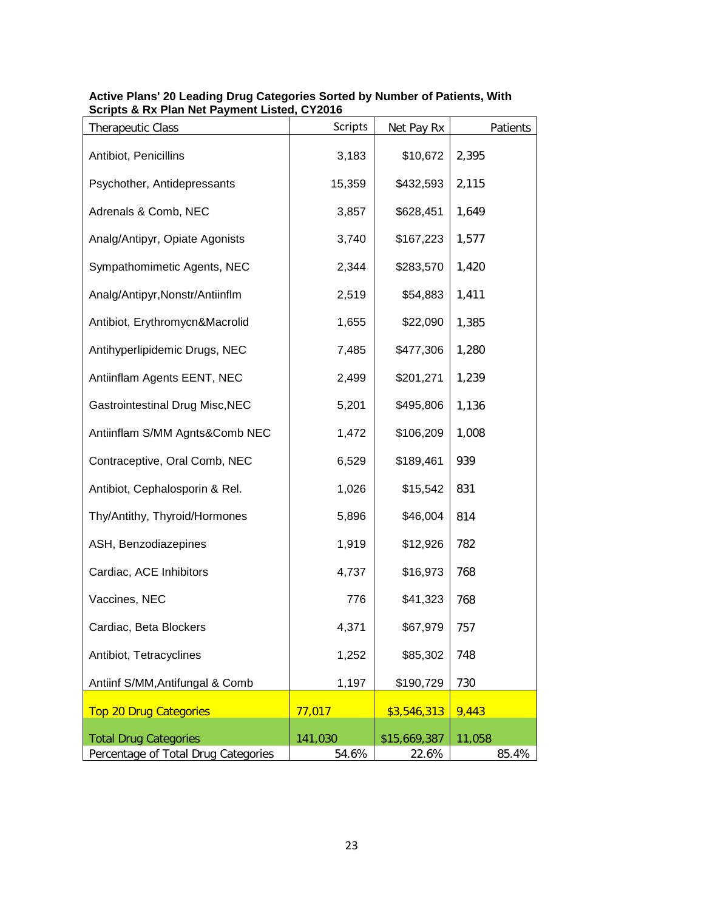**Active Plans' 20 Leading Drug Categories Sorted by Number of Patients, With Scripts & Rx Plan Net Payment Listed, CY2016**

| Therapeutic Class | Scripts | Net Pay Rx | Patients |
|---|---|---|---|
| Antibiot, Penicillins | 3,183 | $10,672 | 2,395 |
| Psychother, Antidepressants | 15,359 | $432,593 | 2,115 |
| Adrenals & Comb, NEC | 3,857 | $628,451 | 1,649 |
| Analg/Antipyr, Opiate Agonists | 3,740 | $167,223 | 1,577 |
| Sympathomimetic Agents, NEC | 2,344 | $283,570 | 1,420 |
| Analg/Antipyr,Nonstr/Antiinflm | 2,519 | $54,883 | 1,411 |
| Antibiot, Erythromycn&Macrolid | 1,655 | $22,090 | 1,385 |
| Antihyperlipidemic Drugs, NEC | 7,485 | $477,306 | 1,280 |
| Antiinflam Agents EENT, NEC | 2,499 | $201,271 | 1,239 |
| Gastrointestinal Drug Misc,NEC | 5,201 | $495,806 | 1,136 |
| Antiinflam S/MM Agnts&Comb NEC | 1,472 | $106,209 | 1,008 |
| Contraceptive, Oral Comb, NEC | 6,529 | $189,461 | 939 |
| Antibiot, Cephalosporin & Rel. | 1,026 | $15,542 | 831 |
| Thy/Antithy, Thyroid/Hormones | 5,896 | $46,004 | 814 |
| ASH, Benzodiazepines | 1,919 | $12,926 | 782 |
| Cardiac, ACE Inhibitors | 4,737 | $16,973 | 768 |
| Vaccines, NEC | 776 | $41,323 | 768 |
| Cardiac, Beta Blockers | 4,371 | $67,979 | 757 |
| Antibiot, Tetracyclines | 1,252 | $85,302 | 748 |
| Antiinf S/MM,Antifungal & Comb | 1,197 | $190,729 | 730 |
| Top 20 Drug Categories | 77,017 | $3,546,313 | 9,443 |
| Total Drug Categories | 141,030 | $15,669,387 | 11,058 |
| Percentage of Total Drug Categories | 54.6% | 22.6% | 85.4% |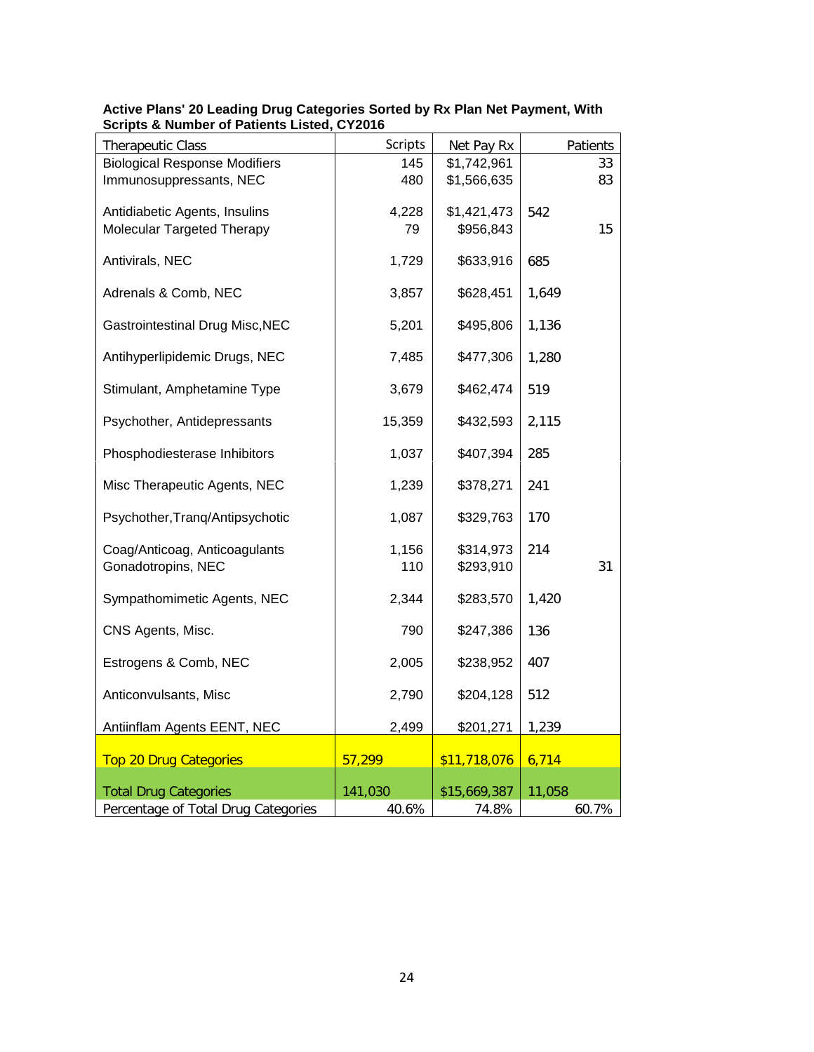**Active Plans' 20 Leading Drug Categories Sorted by Rx Plan Net Payment, With Scripts & Number of Patients Listed, CY2016**

| Therapeutic Class | Scripts | Net Pay Rx | Patients |
|---|---|---|---|
| Biological Response Modifiers | 145 | $1,742,961 | 33 |
| Immunosuppressants, NEC | 480 | $1,566,635 | 83 |
| Antidiabetic Agents, Insulins | 4,228 | $1,421,473 | 542 |
| Molecular Targeted Therapy | 79 | $956,843 | 15 |
| Antivirals, NEC | 1,729 | $633,916 | 685 |
| Adrenals & Comb, NEC | 3,857 | $628,451 | 1,649 |
| Gastrointestinal Drug Misc,NEC | 5,201 | $495,806 | 1,136 |
| Antihyperlipidemic Drugs, NEC | 7,485 | $477,306 | 1,280 |
| Stimulant, Amphetamine Type | 3,679 | $462,474 | 519 |
| Psychother, Antidepressants | 15,359 | $432,593 | 2,115 |
| Phosphodiesterase Inhibitors | 1,037 | $407,394 | 285 |
| Misc Therapeutic Agents, NEC | 1,239 | $378,271 | 241 |
| Psychother,Tranq/Antipsychotic | 1,087 | $329,763 | 170 |
| Coag/Anticoag, Anticoagulants | 1,156 | $314,973 | 214 |
| Gonadotropins, NEC | 110 | $293,910 | 31 |
| Sympathomimetic Agents, NEC | 2,344 | $283,570 | 1,420 |
| CNS Agents, Misc. | 790 | $247,386 | 136 |
| Estrogens & Comb, NEC | 2,005 | $238,952 | 407 |
| Anticonvulsants, Misc | 2,790 | $204,128 | 512 |
| Antiinflam Agents EENT, NEC | 2,499 | $201,271 | 1,239 |
| Top 20 Drug Categories | 57,299 | $11,718,076 | 6,714 |
| Total Drug Categories | 141,030 | $15,669,387 | 11,058 |
| Percentage of Total Drug Categories | 40.6% | 74.8% | 60.7% |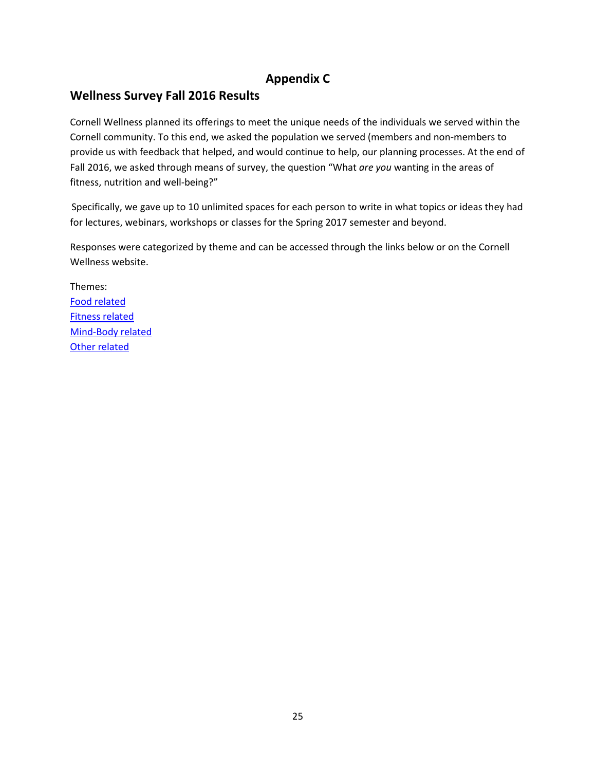# Appendix C

## Wellness Survey Fall 2016 Results

Cornell Wellness planned its offerings to meet the unique needs of the individuals we served within the Cornell community. To this end, we asked the population we served (members and non-members to provide us with feedback that helped, and would continue to help, our planning processes. At the end of Fall 2016, we asked through means of survey, the question "What *are you* wanting in the areas of fitness, nutrition and well-being?"

Specifically, we gave up to 10 unlimited spaces for each person to write in what topics or ideas they had for lectures, webinars, workshops or classes for the Spring 2017 semester and beyond.

Responses were categorized by theme and can be accessed through the links below or on the Cornell Wellness website.

Themes:
Food related
Fitness related
Mind-Body related
Other related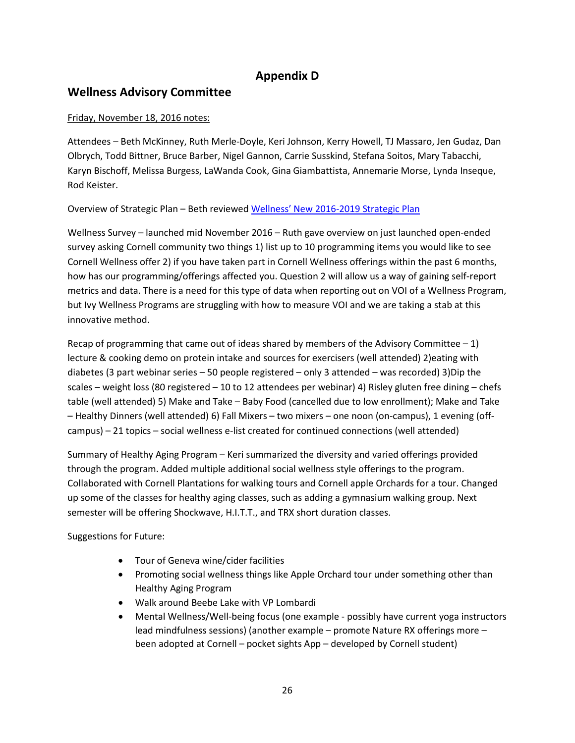# Appendix D

## Wellness Advisory Committee

Friday, November 18, 2016 notes:

Attendees – Beth McKinney, Ruth Merle-Doyle, Keri Johnson, Kerry Howell, TJ Massaro, Jen Gudaz, Dan Olbrych, Todd Bittner, Bruce Barber, Nigel Gannon, Carrie Susskind, Stefana Soitos, Mary Tabacchi, Karyn Bischoff, Melissa Burgess, LaWanda Cook, Gina Giambattista, Annemarie Morse, Lynda Inseque, Rod Keister.

Overview of Strategic Plan – Beth reviewed [Wellness' New 2016-2019 Strategic Plan]

Wellness Survey – launched mid November 2016 – Ruth gave overview on just launched open-ended survey asking Cornell community two things 1) list up to 10 programming items you would like to see Cornell Wellness offer 2) if you have taken part in Cornell Wellness offerings within the past 6 months, how has our programming/offerings affected you. Question 2 will allow us a way of gaining self-report metrics and data. There is a need for this type of data when reporting out on VOI of a Wellness Program, but Ivy Wellness Programs are struggling with how to measure VOI and we are taking a stab at this innovative method.

Recap of programming that came out of ideas shared by members of the Advisory Committee – 1) lecture & cooking demo on protein intake and sources for exercisers (well attended) 2)eating with diabetes (3 part webinar series – 50 people registered – only 3 attended – was recorded) 3)Dip the scales – weight loss (80 registered – 10 to 12 attendees per webinar) 4) Risley gluten free dining – chefs table (well attended) 5) Make and Take – Baby Food (cancelled due to low enrollment); Make and Take – Healthy Dinners (well attended) 6) Fall Mixers – two mixers – one noon (on-campus), 1 evening (off-campus) – 21 topics – social wellness e-list created for continued connections (well attended)

Summary of Healthy Aging Program – Keri summarized the diversity and varied offerings provided through the program. Added multiple additional social wellness style offerings to the program. Collaborated with Cornell Plantations for walking tours and Cornell apple Orchards for a tour. Changed up some of the classes for healthy aging classes, such as adding a gymnasium walking group. Next semester will be offering Shockwave, H.I.T.T., and TRX short duration classes.

Suggestions for Future:

- Tour of Geneva wine/cider facilities
- Promoting social wellness things like Apple Orchard tour under something other than Healthy Aging Program
- Walk around Beebe Lake with VP Lombardi
- Mental Wellness/Well-being focus (one example - possibly have current yoga instructors lead mindfulness sessions) (another example – promote Nature RX offerings more – been adopted at Cornell – pocket sights App – developed by Cornell student)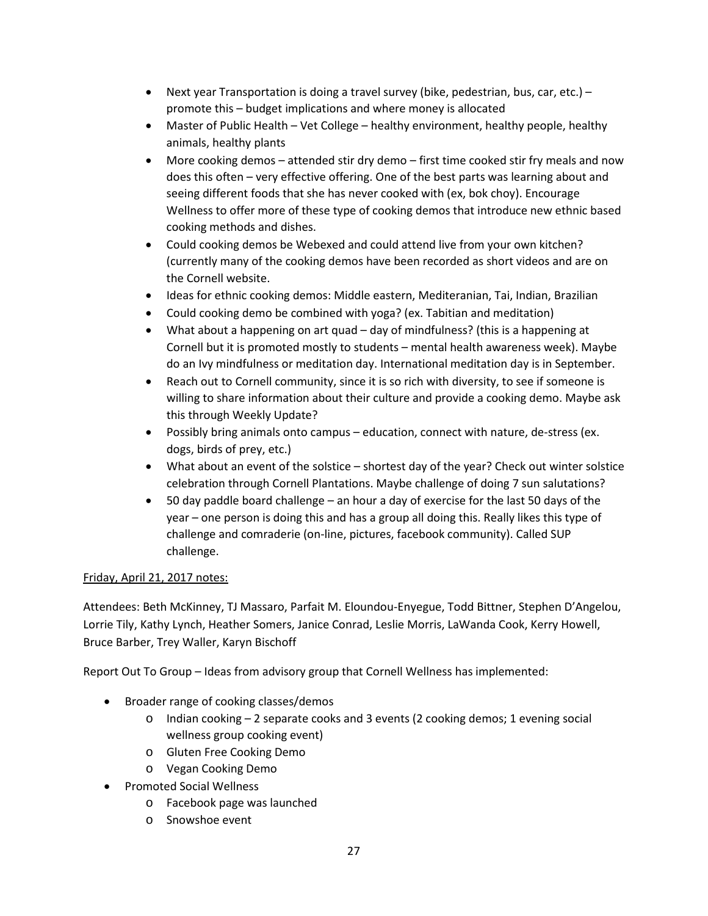- Next year Transportation is doing a travel survey (bike, pedestrian, bus, car, etc.) – promote this – budget implications and where money is allocated
- Master of Public Health – Vet College – healthy environment, healthy people, healthy animals, healthy plants
- More cooking demos – attended stir dry demo – first time cooked stir fry meals and now does this often – very effective offering. One of the best parts was learning about and seeing different foods that she has never cooked with (ex, bok choy). Encourage Wellness to offer more of these type of cooking demos that introduce new ethnic based cooking methods and dishes.
- Could cooking demos be Webexed and could attend live from your own kitchen? (currently many of the cooking demos have been recorded as short videos and are on the Cornell website.
- Ideas for ethnic cooking demos: Middle eastern, Mediteranian, Tai, Indian, Brazilian
- Could cooking demo be combined with yoga? (ex. Tabitian and meditation)
- What about a happening on art quad – day of mindfulness? (this is a happening at Cornell but it is promoted mostly to students – mental health awareness week). Maybe do an Ivy mindfulness or meditation day. International meditation day is in September.
- Reach out to Cornell community, since it is so rich with diversity, to see if someone is willing to share information about their culture and provide a cooking demo. Maybe ask this through Weekly Update?
- Possibly bring animals onto campus – education, connect with nature, de-stress (ex. dogs, birds of prey, etc.)
- What about an event of the solstice – shortest day of the year? Check out winter solstice celebration through Cornell Plantations. Maybe challenge of doing 7 sun salutations?
- 50 day paddle board challenge – an hour a day of exercise for the last 50 days of the year – one person is doing this and has a group all doing this. Really likes this type of challenge and comraderie (on-line, pictures, facebook community). Called SUP challenge.

<u>Friday, April 21, 2017 notes:</u>

Attendees: Beth McKinney, TJ Massaro, Parfait M. Eloundou-Enyegue, Todd Bittner, Stephen D'Angelou, Lorrie Tily, Kathy Lynch, Heather Somers, Janice Conrad, Leslie Morris, LaWanda Cook, Kerry Howell, Bruce Barber, Trey Waller, Karyn Bischoff

Report Out To Group – Ideas from advisory group that Cornell Wellness has implemented:

- Broader range of cooking classes/demos
    - Indian cooking – 2 separate cooks and 3 events (2 cooking demos; 1 evening social wellness group cooking event)
    - Gluten Free Cooking Demo
    - Vegan Cooking Demo
- Promoted Social Wellness
    - Facebook page was launched
    - Snowshoe event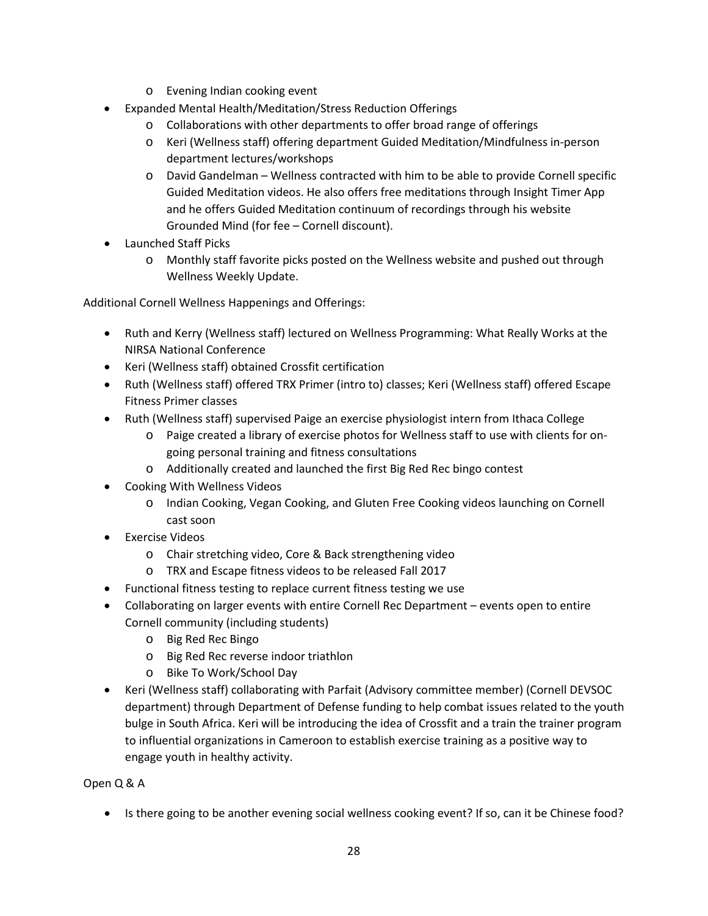- Evening Indian cooking event
- Expanded Mental Health/Meditation/Stress Reduction Offerings
    - Collaborations with other departments to offer broad range of offerings
    - Keri (Wellness staff) offering department Guided Meditation/Mindfulness in-person department lectures/workshops
    - David Gandelman – Wellness contracted with him to be able to provide Cornell specific Guided Meditation videos. He also offers free meditations through Insight Timer App and he offers Guided Meditation continuum of recordings through his website Grounded Mind (for fee – Cornell discount).
- Launched Staff Picks
    - Monthly staff favorite picks posted on the Wellness website and pushed out through Wellness Weekly Update.

Additional Cornell Wellness Happenings and Offerings:

- Ruth and Kerry (Wellness staff) lectured on Wellness Programming: What Really Works at the NIRSA National Conference
- Keri (Wellness staff) obtained Crossfit certification
- Ruth (Wellness staff) offered TRX Primer (intro to) classes; Keri (Wellness staff) offered Escape Fitness Primer classes
- Ruth (Wellness staff) supervised Paige an exercise physiologist intern from Ithaca College
    - Paige created a library of exercise photos for Wellness staff to use with clients for on-going personal training and fitness consultations
    - Additionally created and launched the first Big Red Rec bingo contest
- Cooking With Wellness Videos
    - Indian Cooking, Vegan Cooking, and Gluten Free Cooking videos launching on Cornell cast soon
- Exercise Videos
    - Chair stretching video, Core & Back strengthening video
    - TRX and Escape fitness videos to be released Fall 2017
- Functional fitness testing to replace current fitness testing we use
- Collaborating on larger events with entire Cornell Rec Department – events open to entire Cornell community (including students)
    - Big Red Rec Bingo
    - Big Red Rec reverse indoor triathlon
    - Bike To Work/School Day
- Keri (Wellness staff) collaborating with Parfait (Advisory committee member) (Cornell DEVSOC department) through Department of Defense funding to help combat issues related to the youth bulge in South Africa. Keri will be introducing the idea of Crossfit and a train the trainer program to influential organizations in Cameroon to establish exercise training as a positive way to engage youth in healthy activity.

Open Q & A

- Is there going to be another evening social wellness cooking event? If so, can it be Chinese food?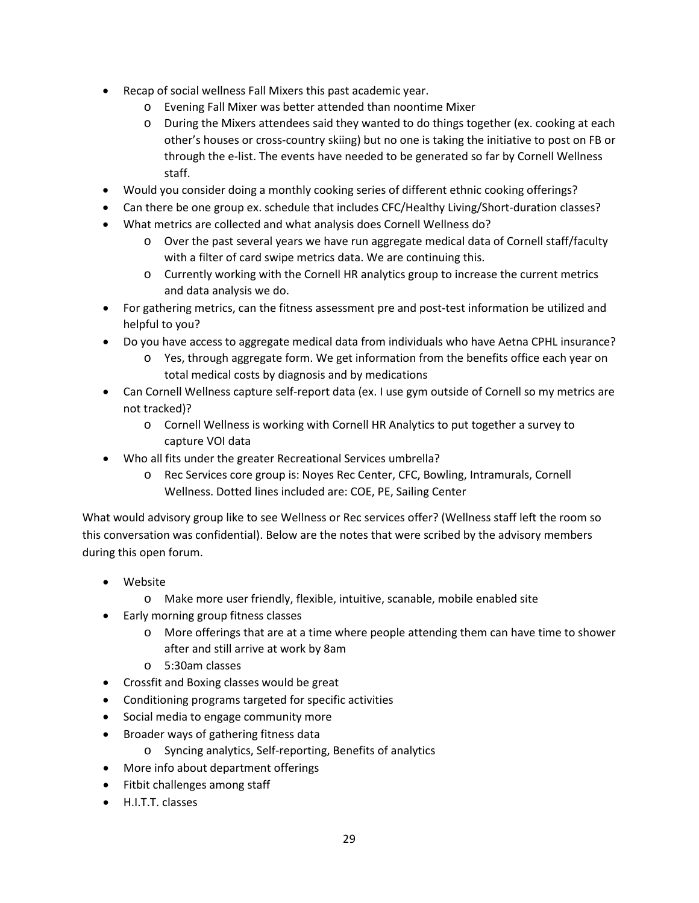- Recap of social wellness Fall Mixers this past academic year.
  - Evening Fall Mixer was better attended than noontime Mixer
  - During the Mixers attendees said they wanted to do things together (ex. cooking at each other's houses or cross-country skiing) but no one is taking the initiative to post on FB or through the e-list. The events have needed to be generated so far by Cornell Wellness staff.
- Would you consider doing a monthly cooking series of different ethnic cooking offerings?
- Can there be one group ex. schedule that includes CFC/Healthy Living/Short-duration classes?
- What metrics are collected and what analysis does Cornell Wellness do?
  - Over the past several years we have run aggregate medical data of Cornell staff/faculty with a filter of card swipe metrics data. We are continuing this.
  - Currently working with the Cornell HR analytics group to increase the current metrics and data analysis we do.
- For gathering metrics, can the fitness assessment pre and post-test information be utilized and helpful to you?
- Do you have access to aggregate medical data from individuals who have Aetna CPHL insurance?
  - Yes, through aggregate form. We get information from the benefits office each year on total medical costs by diagnosis and by medications
- Can Cornell Wellness capture self-report data (ex. I use gym outside of Cornell so my metrics are not tracked)?
  - Cornell Wellness is working with Cornell HR Analytics to put together a survey to capture VOI data
- Who all fits under the greater Recreational Services umbrella?
  - Rec Services core group is: Noyes Rec Center, CFC, Bowling, Intramurals, Cornell Wellness. Dotted lines included are: COE, PE, Sailing Center

What would advisory group like to see Wellness or Rec services offer? (Wellness staff left the room so this conversation was confidential). Below are the notes that were scribed by the advisory members during this open forum.

- Website
  - Make more user friendly, flexible, intuitive, scanable, mobile enabled site
- Early morning group fitness classes
  - More offerings that are at a time where people attending them can have time to shower after and still arrive at work by 8am
  - 5:30am classes
- Crossfit and Boxing classes would be great
- Conditioning programs targeted for specific activities
- Social media to engage community more
- Broader ways of gathering fitness data
  - Syncing analytics, Self-reporting, Benefits of analytics
- More info about department offerings
- Fitbit challenges among staff
- H.I.T.T. classes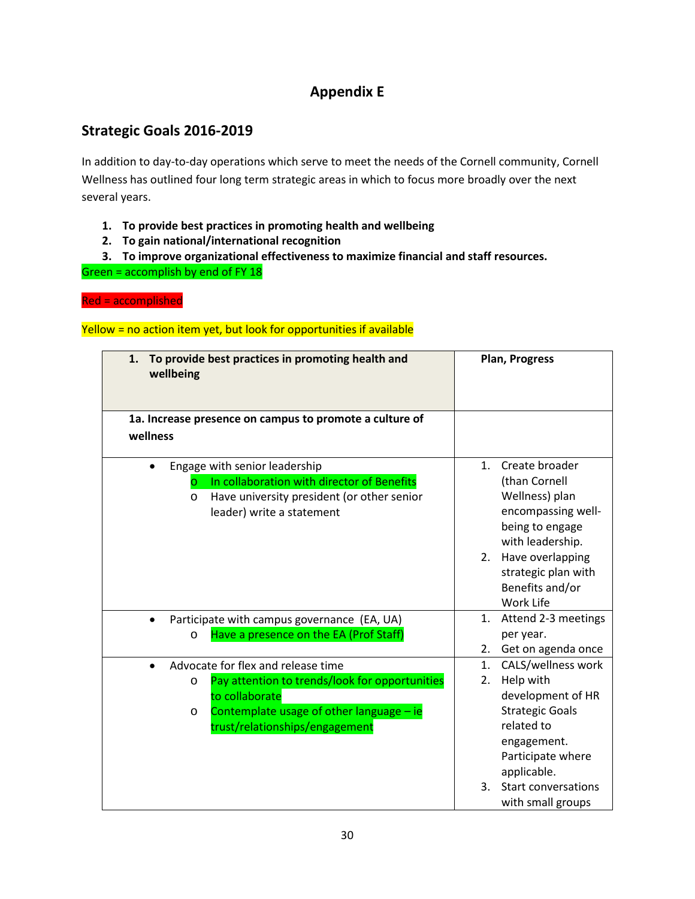# Appendix E

## Strategic Goals 2016-2019

In addition to day-to-day operations which serve to meet the needs of the Cornell community, Cornell Wellness has outlined four long term strategic areas in which to focus more broadly over the next several years.

1. **To provide best practices in promoting health and wellbeing**
2. **To gain national/international recognition**
3. **To improve organizational effectiveness to maximize financial and staff resources.**

Green = accomplish by end of FY 18

Red = accomplished

Yellow = no action item yet, but look for opportunities if available

| **1. To provide best practices in promoting health and wellbeing** | **Plan, Progress** |
|---|---|
| **1a. Increase presence on campus to promote a culture of wellness** | |
| • Engage with senior leadership<br>o In collaboration with director of Benefits<br>o Have university president (or other senior leader) write a statement | 1. Create broader (than Cornell Wellness) plan encompassing well-being to engage with leadership.<br>2. Have overlapping strategic plan with Benefits and/or Work Life |
| • Participate with campus governance (EA, UA)<br>o Have a presence on the EA (Prof Staff) | 1. Attend 2-3 meetings per year.<br>2. Get on agenda once |
| • Advocate for flex and release time<br>o Pay attention to trends/look for opportunities to collaborate<br>o Contemplate usage of other language – ie trust/relationships/engagement | 1. CALS/wellness work<br>2. Help with development of HR Strategic Goals related to engagement. Participate where applicable.<br>3. Start conversations with small groups |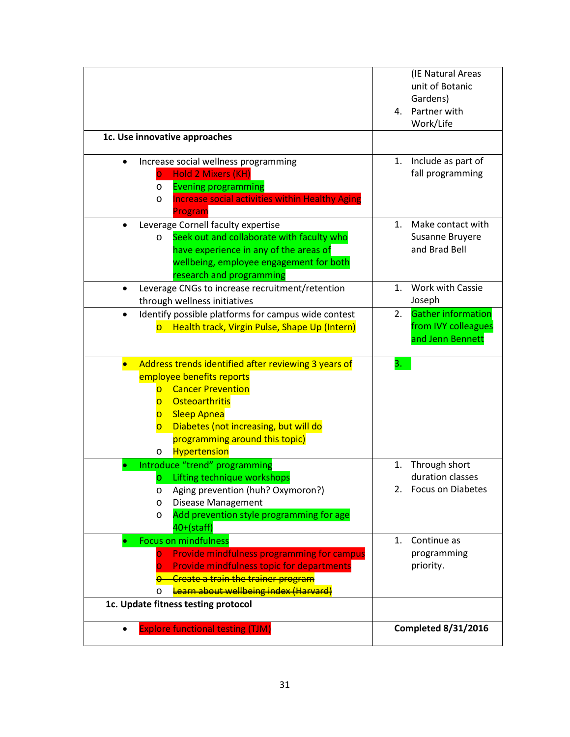| | |
|---|---|
| | (IE Natural Areas unit of Botanic Gardens)<br>4. Partner with Work/Life |
| **1c. Use innovative approaches** | |
| • Increase social wellness programming<br>o Hold 2 Mixers (KH)<br>o Evening programming<br>o Increase social activities within Healthy Aging Program | 1. Include as part of fall programming |
| • Leverage Cornell faculty expertise<br>o Seek out and collaborate with faculty who have experience in any of the areas of wellbeing, employee engagement for both research and programming | 1. Make contact with Susanne Bruyere and Brad Bell |
| • Leverage CNGs to increase recruitment/retention through wellness initiatives | 1. Work with Cassie Joseph |
| • Identify possible platforms for campus wide contest<br>o Health track, Virgin Pulse, Shape Up (Intern) | 2. Gather information from IVY colleagues and Jenn Bennett |
| • Address trends identified after reviewing 3 years of employee benefits reports<br>o Cancer Prevention<br>o Osteoarthritis<br>o Sleep Apnea<br>o Diabetes (not increasing, but will do programming around this topic)<br>o Hypertension | 3. |
| • Introduce "trend" programming<br>o Lifting technique workshops<br>o Aging prevention (huh? Oxymoron?)<br>o Disease Management<br>o Add prevention style programming for age 40+(staff) | 1. Through short duration classes<br>2. Focus on Diabetes |
| • Focus on mindfulness<br>o Provide mindfulness programming for campus<br>o Provide mindfulness topic for departments<br>o ~~Create a train the trainer program~~<br>o ~~Learn about wellbeing index (Harvard)~~ | 1. Continue as programming priority. |
| **1c. Update fitness testing protocol** | |
| • Explore functional testing (TJM) | **Completed 8/31/2016** |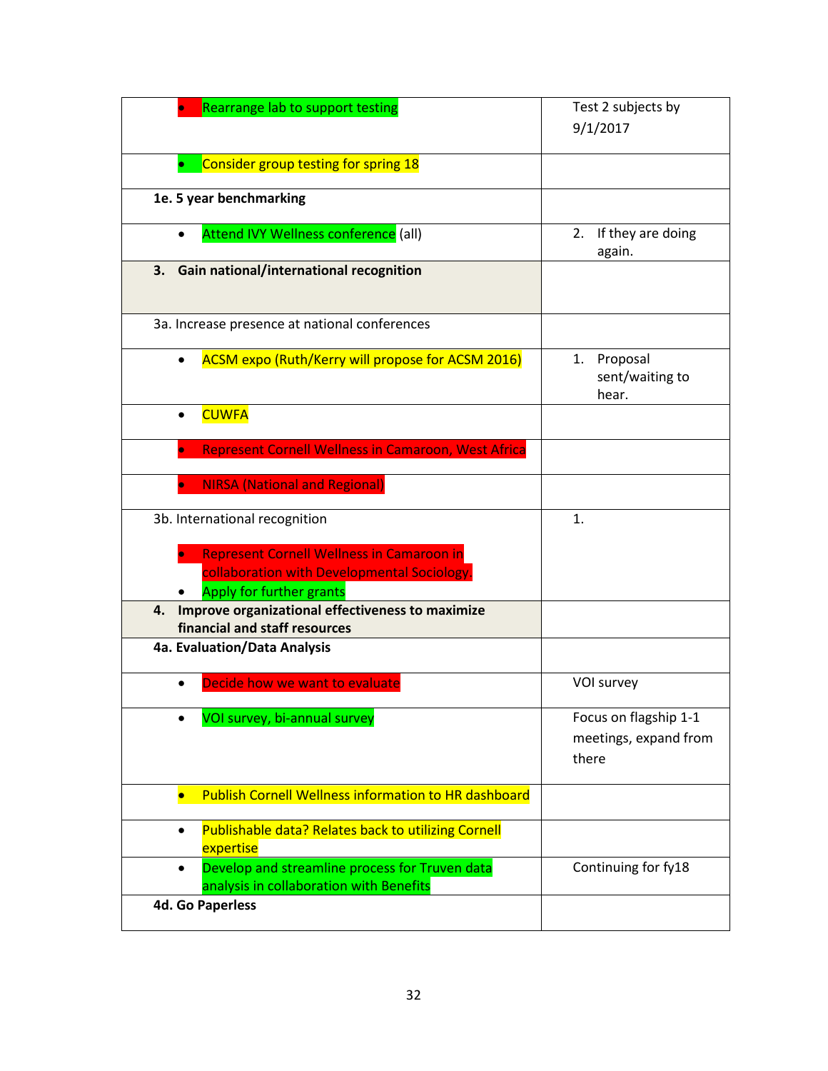| | |
|---|---|
| • Rearrange lab to support testing | Test 2 subjects by 9/1/2017 |
| • Consider group testing for spring 18 | |
| **1e. 5 year benchmarking** | |
| • Attend IVY Wellness conference (all) | 2. If they are doing again. |
| **3. Gain national/international recognition** | |
| 3a. Increase presence at national conferences | |
| • ACSM expo (Ruth/Kerry will propose for ACSM 2016) | 1. Proposal sent/waiting to hear. |
| • CUWFA | |
| • Represent Cornell Wellness in Camaroon, West Africa | |
| • NIRSA (National and Regional) | |
| 3b. International recognition<br>• Represent Cornell Wellness in Camaroon in collaboration with Developmental Sociology.<br>• Apply for further grants | 1. |
| **4. Improve organizational effectiveness to maximize financial and staff resources** | |
| **4a. Evaluation/Data Analysis** | |
| • Decide how we want to evaluate | VOI survey |
| • VOI survey, bi-annual survey | Focus on flagship 1-1 meetings, expand from there |
| • Publish Cornell Wellness information to HR dashboard | |
| • Publishable data? Relates back to utilizing Cornell expertise | |
| • Develop and streamline process for Truven data analysis in collaboration with Benefits | Continuing for fy18 |
| **4d. Go Paperless** | |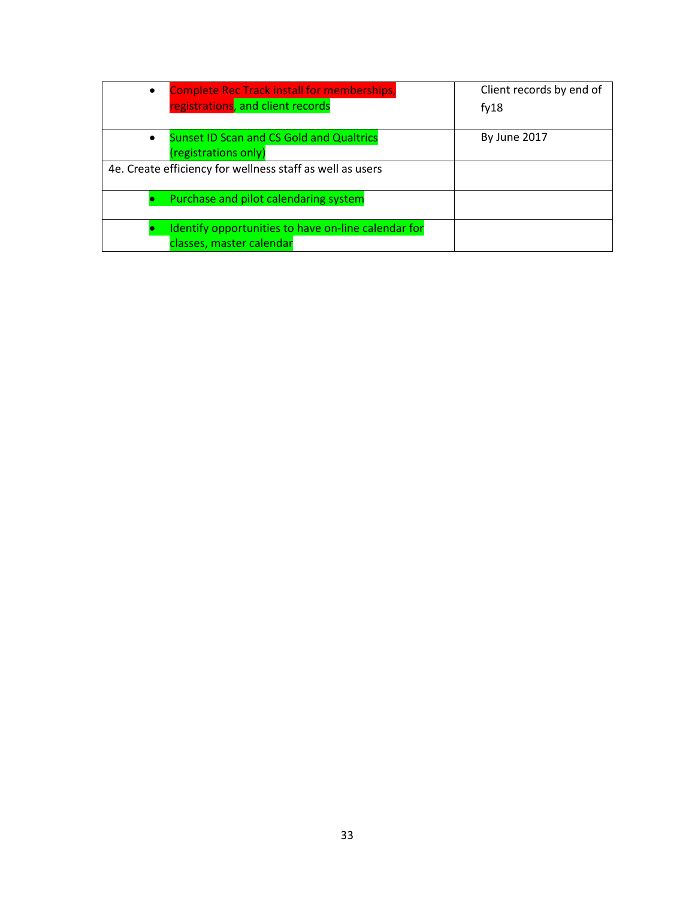| | |
|---|---|
| • Complete Rec Track install for memberships, registrations, and client records | Client records by end of fy18 |
| • Sunset ID Scan and CS Gold and Qualtrics (registrations only) | By June 2017 |
| 4e. Create efficiency for wellness staff as well as users | |
| • Purchase and pilot calendaring system | |
| • Identify opportunities to have on-line calendar for classes, master calendar | |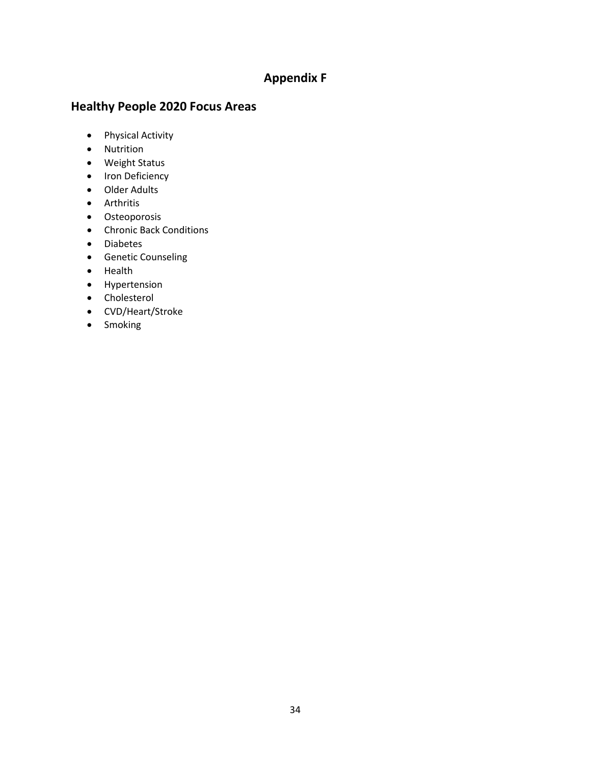# Appendix F

## Healthy People 2020 Focus Areas

- Physical Activity
- Nutrition
- Weight Status
- Iron Deficiency
- Older Adults
- Arthritis
- Osteoporosis
- Chronic Back Conditions
- Diabetes
- Genetic Counseling
- Health
- Hypertension
- Cholesterol
- CVD/Heart/Stroke
- Smoking